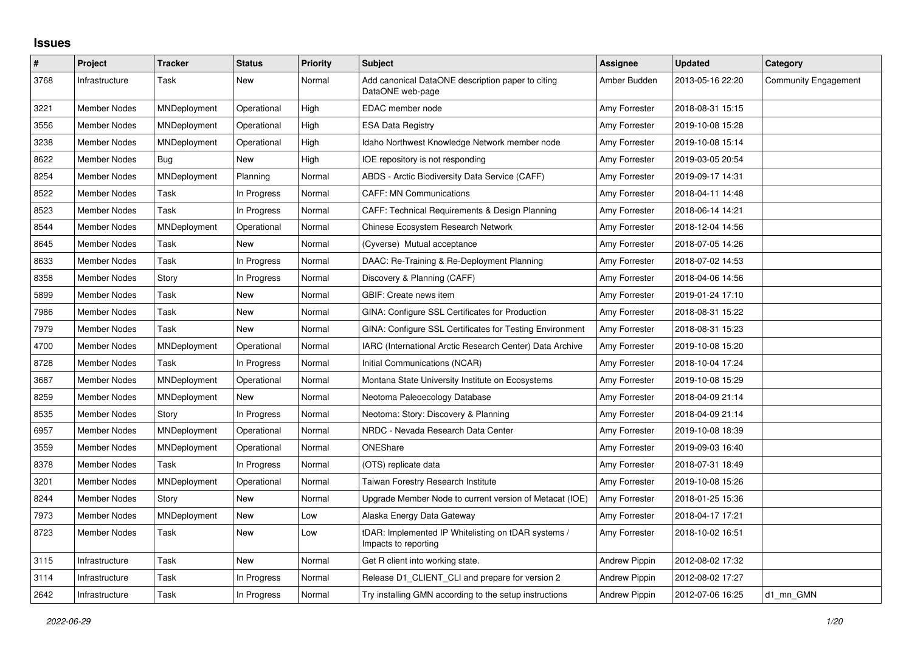## Issues

| # | Project | Tracker | Status | Priority | Subject | Assignee | Updated | Category |
|---|---|---|---|---|---|---|---|---|
| 3768 | Infrastructure | Task | New | Normal | Add canonical DataONE description paper to citing DataONE web-page | Amber Budden | 2013-05-16 22:20 | Community Engagement |
| 3221 | Member Nodes | MNDeployment | Operational | High | EDAC member node | Amy Forrester | 2018-08-31 15:15 | |
| 3556 | Member Nodes | MNDeployment | Operational | High | ESA Data Registry | Amy Forrester | 2019-10-08 15:28 | |
| 3238 | Member Nodes | MNDeployment | Operational | High | Idaho Northwest Knowledge Network member node | Amy Forrester | 2019-10-08 15:14 | |
| 8622 | Member Nodes | Bug | New | High | IOE repository is not responding | Amy Forrester | 2019-03-05 20:54 | |
| 8254 | Member Nodes | MNDeployment | Planning | Normal | ABDS - Arctic Biodiversity Data Service (CAFF) | Amy Forrester | 2019-09-17 14:31 | |
| 8522 | Member Nodes | Task | In Progress | Normal | CAFF: MN Communications | Amy Forrester | 2018-04-11 14:48 | |
| 8523 | Member Nodes | Task | In Progress | Normal | CAFF: Technical Requirements & Design Planning | Amy Forrester | 2018-06-14 14:21 | |
| 8544 | Member Nodes | MNDeployment | Operational | Normal | Chinese Ecosystem Research Network | Amy Forrester | 2018-12-04 14:56 | |
| 8645 | Member Nodes | Task | New | Normal | (Cyverse) Mutual acceptance | Amy Forrester | 2018-07-05 14:26 | |
| 8633 | Member Nodes | Task | In Progress | Normal | DAAC: Re-Training & Re-Deployment Planning | Amy Forrester | 2018-07-02 14:53 | |
| 8358 | Member Nodes | Story | In Progress | Normal | Discovery & Planning (CAFF) | Amy Forrester | 2018-04-06 14:56 | |
| 5899 | Member Nodes | Task | New | Normal | GBIF: Create news item | Amy Forrester | 2019-01-24 17:10 | |
| 7986 | Member Nodes | Task | New | Normal | GINA: Configure SSL Certificates for Production | Amy Forrester | 2018-08-31 15:22 | |
| 7979 | Member Nodes | Task | New | Normal | GINA: Configure SSL Certificates for Testing Environment | Amy Forrester | 2018-08-31 15:23 | |
| 4700 | Member Nodes | MNDeployment | Operational | Normal | IARC (International Arctic Research Center) Data Archive | Amy Forrester | 2019-10-08 15:20 | |
| 8728 | Member Nodes | Task | In Progress | Normal | Initial Communications (NCAR) | Amy Forrester | 2018-10-04 17:24 | |
| 3687 | Member Nodes | MNDeployment | Operational | Normal | Montana State University Institute on Ecosystems | Amy Forrester | 2019-10-08 15:29 | |
| 8259 | Member Nodes | MNDeployment | New | Normal | Neotoma Paleoecology Database | Amy Forrester | 2018-04-09 21:14 | |
| 8535 | Member Nodes | Story | In Progress | Normal | Neotoma: Story: Discovery & Planning | Amy Forrester | 2018-04-09 21:14 | |
| 6957 | Member Nodes | MNDeployment | Operational | Normal | NRDC - Nevada Research Data Center | Amy Forrester | 2019-10-08 18:39 | |
| 3559 | Member Nodes | MNDeployment | Operational | Normal | ONEShare | Amy Forrester | 2019-09-03 16:40 | |
| 8378 | Member Nodes | Task | In Progress | Normal | (OTS) replicate data | Amy Forrester | 2018-07-31 18:49 | |
| 3201 | Member Nodes | MNDeployment | Operational | Normal | Taiwan Forestry Research Institute | Amy Forrester | 2019-10-08 15:26 | |
| 8244 | Member Nodes | Story | New | Normal | Upgrade Member Node to current version of Metacat (IOE) | Amy Forrester | 2018-01-25 15:36 | |
| 7973 | Member Nodes | MNDeployment | New | Low | Alaska Energy Data Gateway | Amy Forrester | 2018-04-17 17:21 | |
| 8723 | Member Nodes | Task | New | Low | tDAR: Implemented IP Whitelisting on tDAR systems / Impacts to reporting | Amy Forrester | 2018-10-02 16:51 | |
| 3115 | Infrastructure | Task | New | Normal | Get R client into working state. | Andrew Pippin | 2012-08-02 17:32 | |
| 3114 | Infrastructure | Task | In Progress | Normal | Release D1_CLIENT_CLI and prepare for version 2 | Andrew Pippin | 2012-08-02 17:27 | |
| 2642 | Infrastructure | Task | In Progress | Normal | Try installing GMN according to the setup instructions | Andrew Pippin | 2012-07-06 16:25 | d1_mn_GMN |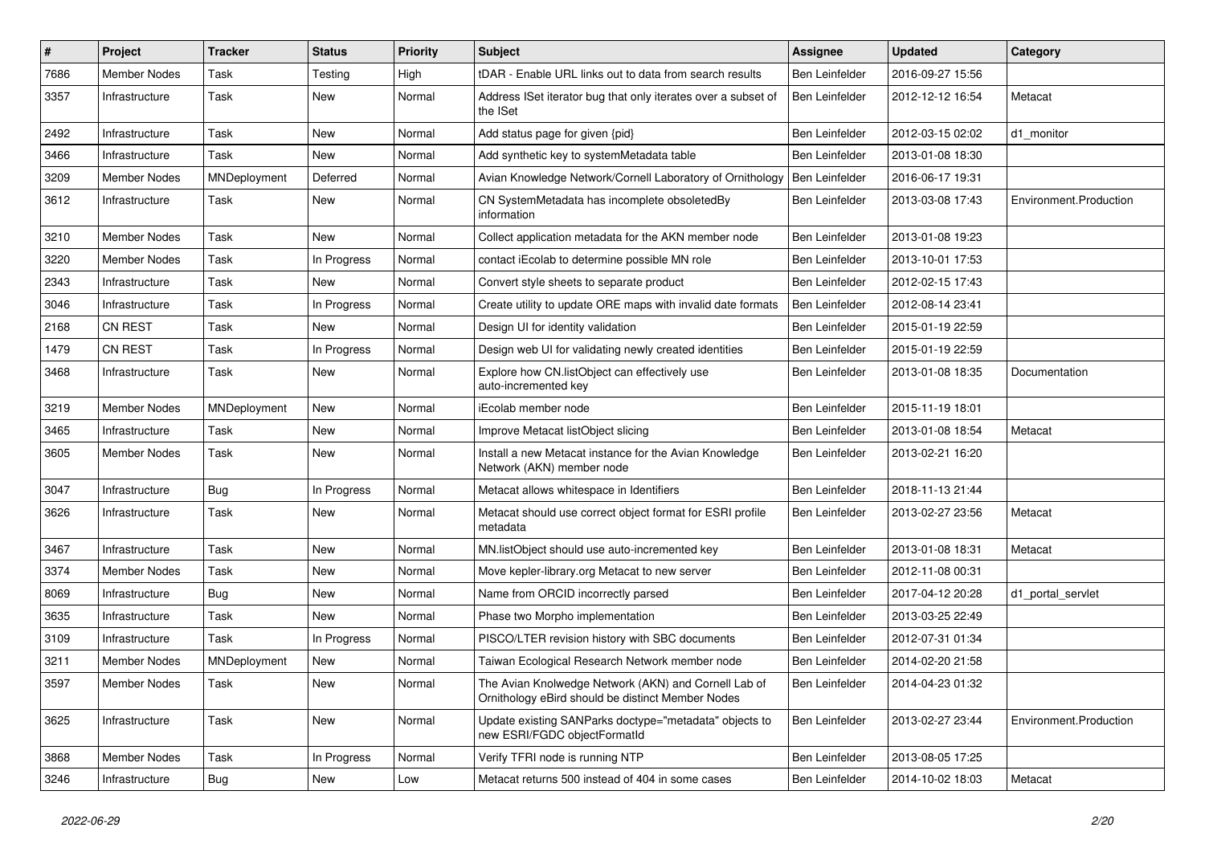| # | Project | Tracker | Status | Priority | Subject | Assignee | Updated | Category |
|---|---|---|---|---|---|---|---|---|
| 7686 | Member Nodes | Task | Testing | High | tDAR - Enable URL links out to data from search results | Ben Leinfelder | 2016-09-27 15:56 | |
| 3357 | Infrastructure | Task | New | Normal | Address ISet iterator bug that only iterates over a subset of the ISet | Ben Leinfelder | 2012-12-12 16:54 | Metacat |
| 2492 | Infrastructure | Task | New | Normal | Add status page for given {pid} | Ben Leinfelder | 2012-03-15 02:02 | d1_monitor |
| 3466 | Infrastructure | Task | New | Normal | Add synthetic key to systemMetadata table | Ben Leinfelder | 2013-01-08 18:30 | |
| 3209 | Member Nodes | MNDeployment | Deferred | Normal | Avian Knowledge Network/Cornell Laboratory of Ornithology | Ben Leinfelder | 2016-06-17 19:31 | |
| 3612 | Infrastructure | Task | New | Normal | CN SystemMetadata has incomplete obsoletedBy information | Ben Leinfelder | 2013-03-08 17:43 | Environment.Production |
| 3210 | Member Nodes | Task | New | Normal | Collect application metadata for the AKN member node | Ben Leinfelder | 2013-01-08 19:23 | |
| 3220 | Member Nodes | Task | In Progress | Normal | contact iEcolab to determine possible MN role | Ben Leinfelder | 2013-10-01 17:53 | |
| 2343 | Infrastructure | Task | New | Normal | Convert style sheets to separate product | Ben Leinfelder | 2012-02-15 17:43 | |
| 3046 | Infrastructure | Task | In Progress | Normal | Create utility to update ORE maps with invalid date formats | Ben Leinfelder | 2012-08-14 23:41 | |
| 2168 | CN REST | Task | New | Normal | Design UI for identity validation | Ben Leinfelder | 2015-01-19 22:59 | |
| 1479 | CN REST | Task | In Progress | Normal | Design web UI for validating newly created identities | Ben Leinfelder | 2015-01-19 22:59 | |
| 3468 | Infrastructure | Task | New | Normal | Explore how CN.listObject can effectively use auto-incremented key | Ben Leinfelder | 2013-01-08 18:35 | Documentation |
| 3219 | Member Nodes | MNDeployment | New | Normal | iEcolab member node | Ben Leinfelder | 2015-11-19 18:01 | |
| 3465 | Infrastructure | Task | New | Normal | Improve Metacat listObject slicing | Ben Leinfelder | 2013-01-08 18:54 | Metacat |
| 3605 | Member Nodes | Task | New | Normal | Install a new Metacat instance for the Avian Knowledge Network (AKN) member node | Ben Leinfelder | 2013-02-21 16:20 | |
| 3047 | Infrastructure | Bug | In Progress | Normal | Metacat allows whitespace in Identifiers | Ben Leinfelder | 2018-11-13 21:44 | |
| 3626 | Infrastructure | Task | New | Normal | Metacat should use correct object format for ESRI profile metadata | Ben Leinfelder | 2013-02-27 23:56 | Metacat |
| 3467 | Infrastructure | Task | New | Normal | MN.listObject should use auto-incremented key | Ben Leinfelder | 2013-01-08 18:31 | Metacat |
| 3374 | Member Nodes | Task | New | Normal | Move kepler-library.org Metacat to new server | Ben Leinfelder | 2012-11-08 00:31 | |
| 8069 | Infrastructure | Bug | New | Normal | Name from ORCID incorrectly parsed | Ben Leinfelder | 2017-04-12 20:28 | d1_portal_servlet |
| 3635 | Infrastructure | Task | New | Normal | Phase two Morpho implementation | Ben Leinfelder | 2013-03-25 22:49 | |
| 3109 | Infrastructure | Task | In Progress | Normal | PISCO/LTER revision history with SBC documents | Ben Leinfelder | 2012-07-31 01:34 | |
| 3211 | Member Nodes | MNDeployment | New | Normal | Taiwan Ecological Research Network member node | Ben Leinfelder | 2014-02-20 21:58 | |
| 3597 | Member Nodes | Task | New | Normal | The Avian Knolwedge Network (AKN) and Cornell Lab of Ornithology eBird should be distinct Member Nodes | Ben Leinfelder | 2014-04-23 01:32 | |
| 3625 | Infrastructure | Task | New | Normal | Update existing SANParks doctype="metadata" objects to new ESRI/FGDC objectFormatId | Ben Leinfelder | 2013-02-27 23:44 | Environment.Production |
| 3868 | Member Nodes | Task | In Progress | Normal | Verify TFRI node is running NTP | Ben Leinfelder | 2013-08-05 17:25 | |
| 3246 | Infrastructure | Bug | New | Low | Metacat returns 500 instead of 404 in some cases | Ben Leinfelder | 2014-10-02 18:03 | Metacat |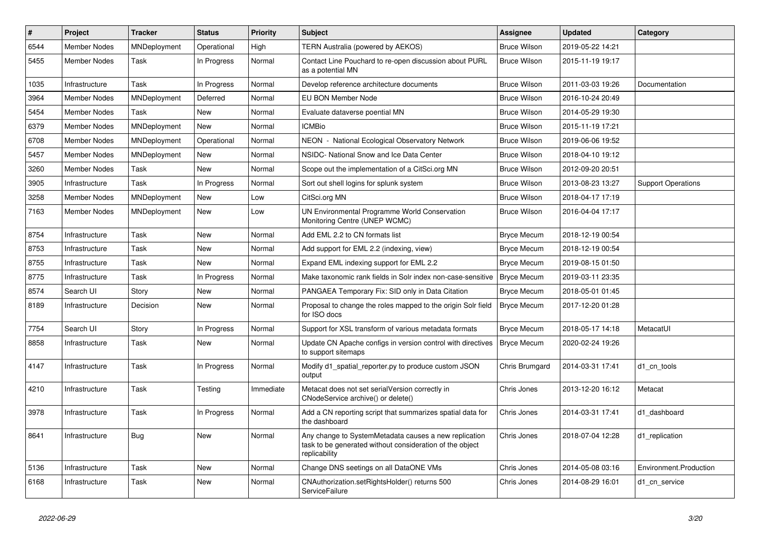| # | Project | Tracker | Status | Priority | Subject | Assignee | Updated | Category |
|---|---|---|---|---|---|---|---|---|
| 6544 | Member Nodes | MNDeployment | Operational | High | TERN Australia (powered by AEKOS) | Bruce Wilson | 2019-05-22 14:21 | |
| 5455 | Member Nodes | Task | In Progress | Normal | Contact Line Pouchard to re-open discussion about PURL as a potential MN | Bruce Wilson | 2015-11-19 19:17 | |
| 1035 | Infrastructure | Task | In Progress | Normal | Develop reference architecture documents | Bruce Wilson | 2011-03-03 19:26 | Documentation |
| 3964 | Member Nodes | MNDeployment | Deferred | Normal | EU BON Member Node | Bruce Wilson | 2016-10-24 20:49 | |
| 5454 | Member Nodes | Task | New | Normal | Evaluate dataverse poential MN | Bruce Wilson | 2014-05-29 19:30 | |
| 6379 | Member Nodes | MNDeployment | New | Normal | ICMBio | Bruce Wilson | 2015-11-19 17:21 | |
| 6708 | Member Nodes | MNDeployment | Operational | Normal | NEON - National Ecological Observatory Network | Bruce Wilson | 2019-06-06 19:52 | |
| 5457 | Member Nodes | MNDeployment | New | Normal | NSIDC- National Snow and Ice Data Center | Bruce Wilson | 2018-04-10 19:12 | |
| 3260 | Member Nodes | Task | New | Normal | Scope out the implementation of a CitSci.org MN | Bruce Wilson | 2012-09-20 20:51 | |
| 3905 | Infrastructure | Task | In Progress | Normal | Sort out shell logins for splunk system | Bruce Wilson | 2013-08-23 13:27 | Support Operations |
| 3258 | Member Nodes | MNDeployment | New | Low | CitSci.org MN | Bruce Wilson | 2018-04-17 17:19 | |
| 7163 | Member Nodes | MNDeployment | New | Low | UN Environmental Programme World Conservation Monitoring Centre (UNEP WCMC) | Bruce Wilson | 2016-04-04 17:17 | |
| 8754 | Infrastructure | Task | New | Normal | Add EML 2.2 to CN formats list | Bryce Mecum | 2018-12-19 00:54 | |
| 8753 | Infrastructure | Task | New | Normal | Add support for EML 2.2 (indexing, view) | Bryce Mecum | 2018-12-19 00:54 | |
| 8755 | Infrastructure | Task | New | Normal | Expand EML indexing support for EML 2.2 | Bryce Mecum | 2019-08-15 01:50 | |
| 8775 | Infrastructure | Task | In Progress | Normal | Make taxonomic rank fields in Solr index non-case-sensitive | Bryce Mecum | 2019-03-11 23:35 | |
| 8574 | Search UI | Story | New | Normal | PANGAEA Temporary Fix: SID only in Data Citation | Bryce Mecum | 2018-05-01 01:45 | |
| 8189 | Infrastructure | Decision | New | Normal | Proposal to change the roles mapped to the origin Solr field for ISO docs | Bryce Mecum | 2017-12-20 01:28 | |
| 7754 | Search UI | Story | In Progress | Normal | Support for XSL transform of various metadata formats | Bryce Mecum | 2018-05-17 14:18 | MetacatUI |
| 8858 | Infrastructure | Task | New | Normal | Update CN Apache configs in version control with directives to support sitemaps | Bryce Mecum | 2020-02-24 19:26 | |
| 4147 | Infrastructure | Task | In Progress | Normal | Modify d1_spatial_reporter.py to produce custom JSON output | Chris Brumgard | 2014-03-31 17:41 | d1_cn_tools |
| 4210 | Infrastructure | Task | Testing | Immediate | Metacat does not set serialVersion correctly in CNodeService archive() or delete() | Chris Jones | 2013-12-20 16:12 | Metacat |
| 3978 | Infrastructure | Task | In Progress | Normal | Add a CN reporting script that summarizes spatial data for the dashboard | Chris Jones | 2014-03-31 17:41 | d1_dashboard |
| 8641 | Infrastructure | Bug | New | Normal | Any change to SystemMetadata causes a new replication task to be generated without consideration of the object replicability | Chris Jones | 2018-07-04 12:28 | d1_replication |
| 5136 | Infrastructure | Task | New | Normal | Change DNS seetings on all DataONE VMs | Chris Jones | 2014-05-08 03:16 | Environment.Production |
| 6168 | Infrastructure | Task | New | Normal | CNAuthorization.setRightsHolder() returns 500 ServiceFailure | Chris Jones | 2014-08-29 16:01 | d1_cn_service |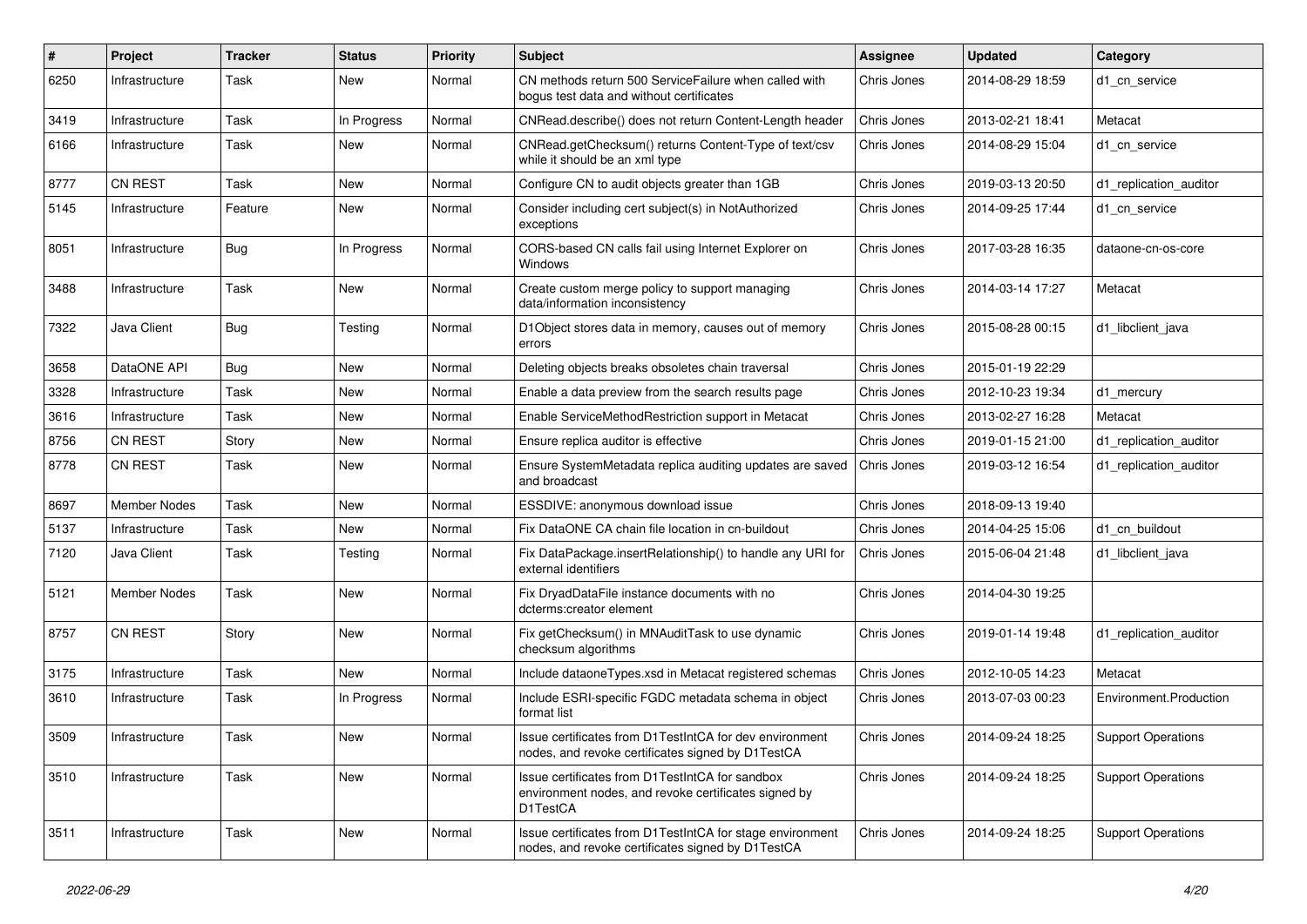| # | Project | Tracker | Status | Priority | Subject | Assignee | Updated | Category |
|---|---|---|---|---|---|---|---|---|
| 6250 | Infrastructure | Task | New | Normal | CN methods return 500 ServiceFailure when called with bogus test data and without certificates | Chris Jones | 2014-08-29 18:59 | d1_cn_service |
| 3419 | Infrastructure | Task | In Progress | Normal | CNRead.describe() does not return Content-Length header | Chris Jones | 2013-02-21 18:41 | Metacat |
| 6166 | Infrastructure | Task | New | Normal | CNRead.getChecksum() returns Content-Type of text/csv while it should be an xml type | Chris Jones | 2014-08-29 15:04 | d1_cn_service |
| 8777 | CN REST | Task | New | Normal | Configure CN to audit objects greater than 1GB | Chris Jones | 2019-03-13 20:50 | d1_replication_auditor |
| 5145 | Infrastructure | Feature | New | Normal | Consider including cert subject(s) in NotAuthorized exceptions | Chris Jones | 2014-09-25 17:44 | d1_cn_service |
| 8051 | Infrastructure | Bug | In Progress | Normal | CORS-based CN calls fail using Internet Explorer on Windows | Chris Jones | 2017-03-28 16:35 | dataone-cn-os-core |
| 3488 | Infrastructure | Task | New | Normal | Create custom merge policy to support managing data/information inconsistency | Chris Jones | 2014-03-14 17:27 | Metacat |
| 7322 | Java Client | Bug | Testing | Normal | D1Object stores data in memory, causes out of memory errors | Chris Jones | 2015-08-28 00:15 | d1_libclient_java |
| 3658 | DataONE API | Bug | New | Normal | Deleting objects breaks obsoletes chain traversal | Chris Jones | 2015-01-19 22:29 | |
| 3328 | Infrastructure | Task | New | Normal | Enable a data preview from the search results page | Chris Jones | 2012-10-23 19:34 | d1_mercury |
| 3616 | Infrastructure | Task | New | Normal | Enable ServiceMethodRestriction support in Metacat | Chris Jones | 2013-02-27 16:28 | Metacat |
| 8756 | CN REST | Story | New | Normal | Ensure replica auditor is effective | Chris Jones | 2019-01-15 21:00 | d1_replication_auditor |
| 8778 | CN REST | Task | New | Normal | Ensure SystemMetadata replica auditing updates are saved and broadcast | Chris Jones | 2019-03-12 16:54 | d1_replication_auditor |
| 8697 | Member Nodes | Task | New | Normal | ESSDIVE: anonymous download issue | Chris Jones | 2018-09-13 19:40 | |
| 5137 | Infrastructure | Task | New | Normal | Fix DataONE CA chain file location in cn-buildout | Chris Jones | 2014-04-25 15:06 | d1_cn_buildout |
| 7120 | Java Client | Task | Testing | Normal | Fix DataPackage.insertRelationship() to handle any URI for external identifiers | Chris Jones | 2015-06-04 21:48 | d1_libclient_java |
| 5121 | Member Nodes | Task | New | Normal | Fix DryadDataFile instance documents with no dcterms:creator element | Chris Jones | 2014-04-30 19:25 | |
| 8757 | CN REST | Story | New | Normal | Fix getChecksum() in MNAuditTask to use dynamic checksum algorithms | Chris Jones | 2019-01-14 19:48 | d1_replication_auditor |
| 3175 | Infrastructure | Task | New | Normal | Include dataoneTypes.xsd in Metacat registered schemas | Chris Jones | 2012-10-05 14:23 | Metacat |
| 3610 | Infrastructure | Task | In Progress | Normal | Include ESRI-specific FGDC metadata schema in object format list | Chris Jones | 2013-07-03 00:23 | Environment.Production |
| 3509 | Infrastructure | Task | New | Normal | Issue certificates from D1TestIntCA for dev environment nodes, and revoke certificates signed by D1TestCA | Chris Jones | 2014-09-24 18:25 | Support Operations |
| 3510 | Infrastructure | Task | New | Normal | Issue certificates from D1TestIntCA for sandbox environment nodes, and revoke certificates signed by D1TestCA | Chris Jones | 2014-09-24 18:25 | Support Operations |
| 3511 | Infrastructure | Task | New | Normal | Issue certificates from D1TestIntCA for stage environment nodes, and revoke certificates signed by D1TestCA | Chris Jones | 2014-09-24 18:25 | Support Operations |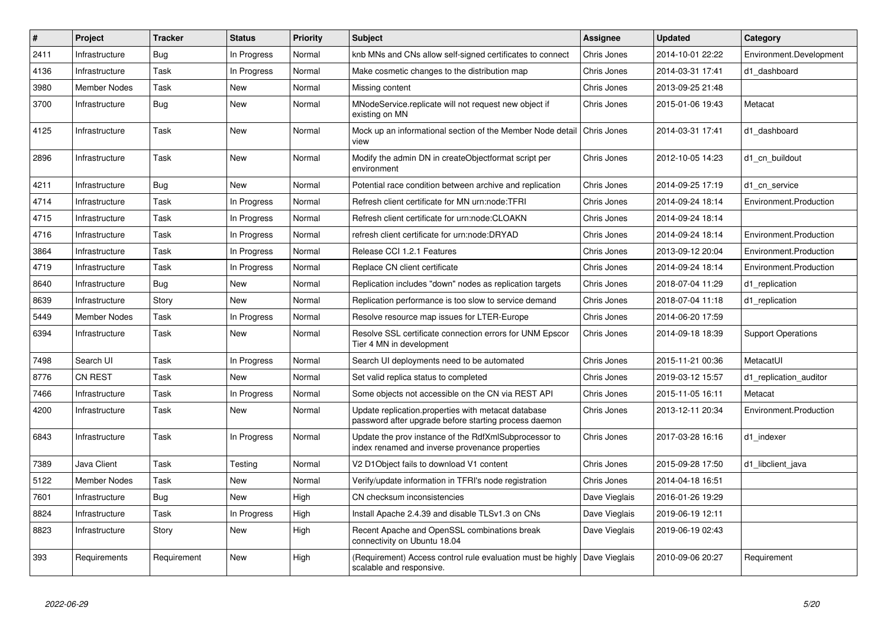| # | Project | Tracker | Status | Priority | Subject | Assignee | Updated | Category |
|---|---|---|---|---|---|---|---|---|
| 2411 | Infrastructure | Bug | In Progress | Normal | knb MNs and CNs allow self-signed certificates to connect | Chris Jones | 2014-10-01 22:22 | Environment.Development |
| 4136 | Infrastructure | Task | In Progress | Normal | Make cosmetic changes to the distribution map | Chris Jones | 2014-03-31 17:41 | d1_dashboard |
| 3980 | Member Nodes | Task | New | Normal | Missing content | Chris Jones | 2013-09-25 21:48 | |
| 3700 | Infrastructure | Bug | New | Normal | MNodeService.replicate will not request new object if existing on MN | Chris Jones | 2015-01-06 19:43 | Metacat |
| 4125 | Infrastructure | Task | New | Normal | Mock up an informational section of the Member Node detail view | Chris Jones | 2014-03-31 17:41 | d1_dashboard |
| 2896 | Infrastructure | Task | New | Normal | Modify the admin DN in createObjectformat script per environment | Chris Jones | 2012-10-05 14:23 | d1_cn_buildout |
| 4211 | Infrastructure | Bug | New | Normal | Potential race condition between archive and replication | Chris Jones | 2014-09-25 17:19 | d1_cn_service |
| 4714 | Infrastructure | Task | In Progress | Normal | Refresh client certificate for MN urn:node:TFRI | Chris Jones | 2014-09-24 18:14 | Environment.Production |
| 4715 | Infrastructure | Task | In Progress | Normal | Refresh client certificate for urn:node:CLOAKN | Chris Jones | 2014-09-24 18:14 | |
| 4716 | Infrastructure | Task | In Progress | Normal | refresh client certificate for urn:node:DRYAD | Chris Jones | 2014-09-24 18:14 | Environment.Production |
| 3864 | Infrastructure | Task | In Progress | Normal | Release CCI 1.2.1 Features | Chris Jones | 2013-09-12 20:04 | Environment.Production |
| 4719 | Infrastructure | Task | In Progress | Normal | Replace CN client certificate | Chris Jones | 2014-09-24 18:14 | Environment.Production |
| 8640 | Infrastructure | Bug | New | Normal | Replication includes "down" nodes as replication targets | Chris Jones | 2018-07-04 11:29 | d1_replication |
| 8639 | Infrastructure | Story | New | Normal | Replication performance is too slow to service demand | Chris Jones | 2018-07-04 11:18 | d1_replication |
| 5449 | Member Nodes | Task | In Progress | Normal | Resolve resource map issues for LTER-Europe | Chris Jones | 2014-06-20 17:59 | |
| 6394 | Infrastructure | Task | New | Normal | Resolve SSL certificate connection errors for UNM Epscor Tier 4 MN in development | Chris Jones | 2014-09-18 18:39 | Support Operations |
| 7498 | Search UI | Task | In Progress | Normal | Search UI deployments need to be automated | Chris Jones | 2015-11-21 00:36 | MetacatUI |
| 8776 | CN REST | Task | New | Normal | Set valid replica status to completed | Chris Jones | 2019-03-12 15:57 | d1_replication_auditor |
| 7466 | Infrastructure | Task | In Progress | Normal | Some objects not accessible on the CN via REST API | Chris Jones | 2015-11-05 16:11 | Metacat |
| 4200 | Infrastructure | Task | New | Normal | Update replication.properties with metacat database password after upgrade before starting process daemon | Chris Jones | 2013-12-11 20:34 | Environment.Production |
| 6843 | Infrastructure | Task | In Progress | Normal | Update the prov instance of the RdfXmlSubprocessor to index renamed and inverse provenance properties | Chris Jones | 2017-03-28 16:16 | d1_indexer |
| 7389 | Java Client | Task | Testing | Normal | V2 D1Object fails to download V1 content | Chris Jones | 2015-09-28 17:50 | d1_libclient_java |
| 5122 | Member Nodes | Task | New | Normal | Verify/update information in TFRI's node registration | Chris Jones | 2014-04-18 16:51 | |
| 7601 | Infrastructure | Bug | New | High | CN checksum inconsistencies | Dave Vieglais | 2016-01-26 19:29 | |
| 8824 | Infrastructure | Task | In Progress | High | Install Apache 2.4.39 and disable TLSv1.3 on CNs | Dave Vieglais | 2019-06-19 12:11 | |
| 8823 | Infrastructure | Story | New | High | Recent Apache and OpenSSL combinations break connectivity on Ubuntu 18.04 | Dave Vieglais | 2019-06-19 02:43 | |
| 393 | Requirements | Requirement | New | High | (Requirement) Access control rule evaluation must be highly scalable and responsive. | Dave Vieglais | 2010-09-06 20:27 | Requirement |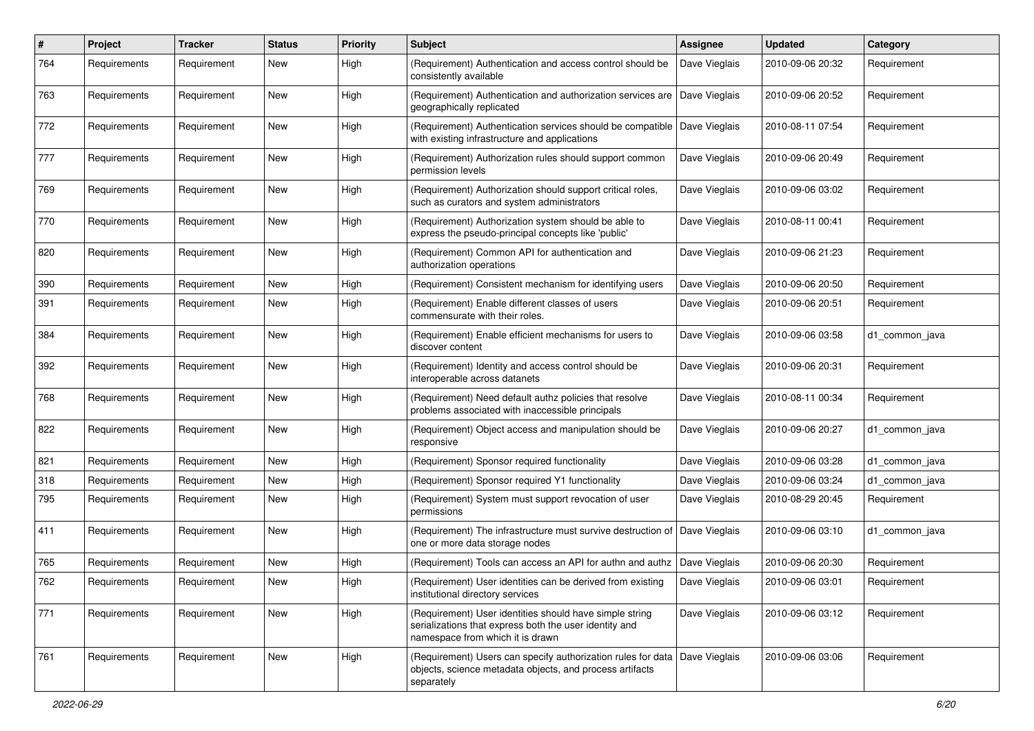| # | Project | Tracker | Status | Priority | Subject | Assignee | Updated | Category |
|---|---|---|---|---|---|---|---|---|
| 764 | Requirements | Requirement | New | High | (Requirement) Authentication and access control should be consistently available | Dave Vieglais | 2010-09-06 20:32 | Requirement |
| 763 | Requirements | Requirement | New | High | (Requirement) Authentication and authorization services are geographically replicated | Dave Vieglais | 2010-09-06 20:52 | Requirement |
| 772 | Requirements | Requirement | New | High | (Requirement) Authentication services should be compatible with existing infrastructure and applications | Dave Vieglais | 2010-08-11 07:54 | Requirement |
| 777 | Requirements | Requirement | New | High | (Requirement) Authorization rules should support common permission levels | Dave Vieglais | 2010-09-06 20:49 | Requirement |
| 769 | Requirements | Requirement | New | High | (Requirement) Authorization should support critical roles, such as curators and system administrators | Dave Vieglais | 2010-09-06 03:02 | Requirement |
| 770 | Requirements | Requirement | New | High | (Requirement) Authorization system should be able to express the pseudo-principal concepts like 'public' | Dave Vieglais | 2010-08-11 00:41 | Requirement |
| 820 | Requirements | Requirement | New | High | (Requirement) Common API for authentication and authorization operations | Dave Vieglais | 2010-09-06 21:23 | Requirement |
| 390 | Requirements | Requirement | New | High | (Requirement) Consistent mechanism for identifying users | Dave Vieglais | 2010-09-06 20:50 | Requirement |
| 391 | Requirements | Requirement | New | High | (Requirement) Enable different classes of users commensurate with their roles. | Dave Vieglais | 2010-09-06 20:51 | Requirement |
| 384 | Requirements | Requirement | New | High | (Requirement) Enable efficient mechanisms for users to discover content | Dave Vieglais | 2010-09-06 03:58 | d1_common_java |
| 392 | Requirements | Requirement | New | High | (Requirement) Identity and access control should be interoperable across datanets | Dave Vieglais | 2010-09-06 20:31 | Requirement |
| 768 | Requirements | Requirement | New | High | (Requirement) Need default authz policies that resolve problems associated with inaccessible principals | Dave Vieglais | 2010-08-11 00:34 | Requirement |
| 822 | Requirements | Requirement | New | High | (Requirement) Object access and manipulation should be responsive | Dave Vieglais | 2010-09-06 20:27 | d1_common_java |
| 821 | Requirements | Requirement | New | High | (Requirement) Sponsor required functionality | Dave Vieglais | 2010-09-06 03:28 | d1_common_java |
| 318 | Requirements | Requirement | New | High | (Requirement) Sponsor required Y1 functionality | Dave Vieglais | 2010-09-06 03:24 | d1_common_java |
| 795 | Requirements | Requirement | New | High | (Requirement) System must support revocation of user permissions | Dave Vieglais | 2010-08-29 20:45 | Requirement |
| 411 | Requirements | Requirement | New | High | (Requirement) The infrastructure must survive destruction of one or more data storage nodes | Dave Vieglais | 2010-09-06 03:10 | d1_common_java |
| 765 | Requirements | Requirement | New | High | (Requirement) Tools can access an API for authn and authz | Dave Vieglais | 2010-09-06 20:30 | Requirement |
| 762 | Requirements | Requirement | New | High | (Requirement) User identities can be derived from existing institutional directory services | Dave Vieglais | 2010-09-06 03:01 | Requirement |
| 771 | Requirements | Requirement | New | High | (Requirement) User identities should have simple string serializations that express both the user identity and namespace from which it is drawn | Dave Vieglais | 2010-09-06 03:12 | Requirement |
| 761 | Requirements | Requirement | New | High | (Requirement) Users can specify authorization rules for data objects, science metadata objects, and process artifacts separately | Dave Vieglais | 2010-09-06 03:06 | Requirement |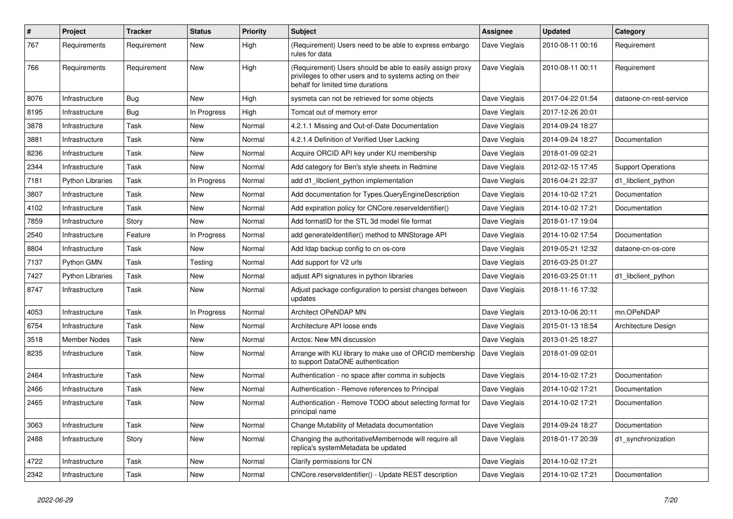| # | Project | Tracker | Status | Priority | Subject | Assignee | Updated | Category |
|---|---|---|---|---|---|---|---|---|
| 767 | Requirements | Requirement | New | High | (Requirement) Users need to be able to express embargo rules for data | Dave Vieglais | 2010-08-11 00:16 | Requirement |
| 766 | Requirements | Requirement | New | High | (Requirement) Users should be able to easily assign proxy privileges to other users and to systems acting on their behalf for limited time durations | Dave Vieglais | 2010-08-11 00:11 | Requirement |
| 8076 | Infrastructure | Bug | New | High | sysmeta can not be retrieved for some objects | Dave Vieglais | 2017-04-22 01:54 | dataone-cn-rest-service |
| 8195 | Infrastructure | Bug | In Progress | High | Tomcat out of memory error | Dave Vieglais | 2017-12-26 20:01 | |
| 3878 | Infrastructure | Task | New | Normal | 4.2.1.1 Missing and Out-of-Date Documentation | Dave Vieglais | 2014-09-24 18:27 | |
| 3881 | Infrastructure | Task | New | Normal | 4.2.1.4 Definition of Verified User Lacking | Dave Vieglais | 2014-09-24 18:27 | Documentation |
| 8236 | Infrastructure | Task | New | Normal | Acquire ORCID API key under KU membership | Dave Vieglais | 2018-01-09 02:21 | |
| 2344 | Infrastructure | Task | New | Normal | Add category for Ben's style sheets in Redmine | Dave Vieglais | 2012-02-15 17:45 | Support Operations |
| 7181 | Python Libraries | Task | In Progress | Normal | add d1_libclient_python implementation | Dave Vieglais | 2016-04-21 22:37 | d1_libclient_python |
| 3807 | Infrastructure | Task | New | Normal | Add documentation for Types.QueryEngineDescription | Dave Vieglais | 2014-10-02 17:21 | Documentation |
| 4102 | Infrastructure | Task | New | Normal | Add expiration policy for CNCore.reserveIdentifier() | Dave Vieglais | 2014-10-02 17:21 | Documentation |
| 7859 | Infrastructure | Story | New | Normal | Add formatID for the STL 3d model file format | Dave Vieglais | 2018-01-17 19:04 | |
| 2540 | Infrastructure | Feature | In Progress | Normal | add generateIdentifier() method to MNStorage API | Dave Vieglais | 2014-10-02 17:54 | Documentation |
| 8804 | Infrastructure | Task | New | Normal | Add ldap backup config to cn os-core | Dave Vieglais | 2019-05-21 12:32 | dataone-cn-os-core |
| 7137 | Python GMN | Task | Testing | Normal | Add support for V2 urls | Dave Vieglais | 2016-03-25 01:27 | |
| 7427 | Python Libraries | Task | New | Normal | adjust API signatures in python libraries | Dave Vieglais | 2016-03-25 01:11 | d1_libclient_python |
| 8747 | Infrastructure | Task | New | Normal | Adjust package configuration to persist changes between updates | Dave Vieglais | 2018-11-16 17:32 | |
| 4053 | Infrastructure | Task | In Progress | Normal | Architect OPeNDAP MN | Dave Vieglais | 2013-10-06 20:11 | mn.OPeNDAP |
| 6754 | Infrastructure | Task | New | Normal | Architecture API loose ends | Dave Vieglais | 2015-01-13 18:54 | Architecture Design |
| 3518 | Member Nodes | Task | New | Normal | Arctos: New MN discussion | Dave Vieglais | 2013-01-25 18:27 | |
| 8235 | Infrastructure | Task | New | Normal | Arrange with KU library to make use of ORCID membership to support DataONE authentication | Dave Vieglais | 2018-01-09 02:01 | |
| 2464 | Infrastructure | Task | New | Normal | Authentication - no space after comma in subjects | Dave Vieglais | 2014-10-02 17:21 | Documentation |
| 2466 | Infrastructure | Task | New | Normal | Authentication - Remove references to Principal | Dave Vieglais | 2014-10-02 17:21 | Documentation |
| 2465 | Infrastructure | Task | New | Normal | Authentication - Remove TODO about selecting format for principal name | Dave Vieglais | 2014-10-02 17:21 | Documentation |
| 3063 | Infrastructure | Task | New | Normal | Change Mutability of Metadata documentation | Dave Vieglais | 2014-09-24 18:27 | Documentation |
| 2488 | Infrastructure | Story | New | Normal | Changing the authoritativeMembernode will require all replica's systemMetadata be updated | Dave Vieglais | 2018-01-17 20:39 | d1_synchronization |
| 4722 | Infrastructure | Task | New | Normal | Clarify permissions for CN | Dave Vieglais | 2014-10-02 17:21 | |
| 2342 | Infrastructure | Task | New | Normal | CNCore.reserveIdentifier() - Update REST description | Dave Vieglais | 2014-10-02 17:21 | Documentation |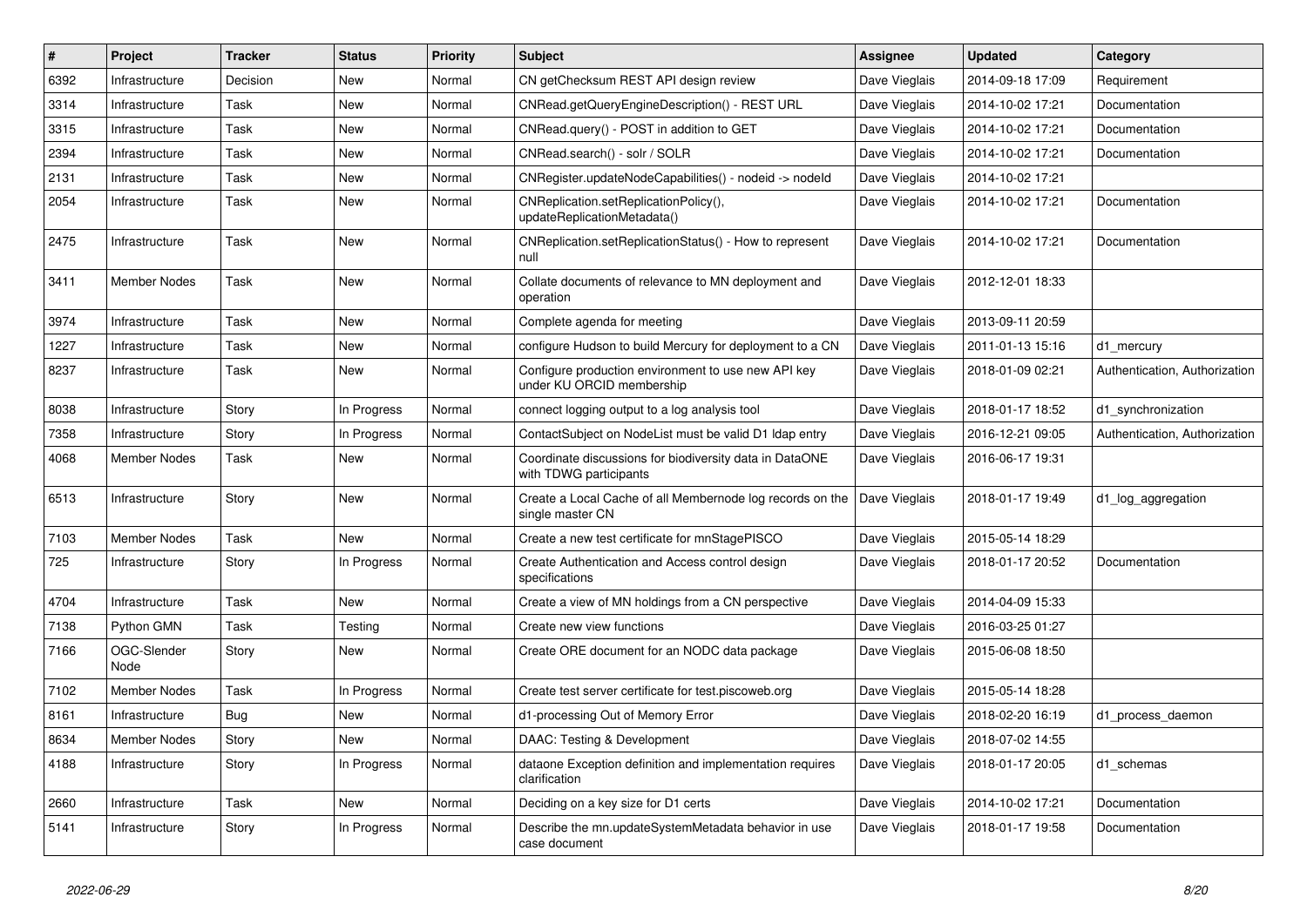| # | Project | Tracker | Status | Priority | Subject | Assignee | Updated | Category |
|---|---|---|---|---|---|---|---|---|
| 6392 | Infrastructure | Decision | New | Normal | CN getChecksum REST API design review | Dave Vieglais | 2014-09-18 17:09 | Requirement |
| 3314 | Infrastructure | Task | New | Normal | CNRead.getQueryEngineDescription() - REST URL | Dave Vieglais | 2014-10-02 17:21 | Documentation |
| 3315 | Infrastructure | Task | New | Normal | CNRead.query() - POST in addition to GET | Dave Vieglais | 2014-10-02 17:21 | Documentation |
| 2394 | Infrastructure | Task | New | Normal | CNRead.search() - solr / SOLR | Dave Vieglais | 2014-10-02 17:21 | Documentation |
| 2131 | Infrastructure | Task | New | Normal | CNRegister.updateNodeCapabilities() - nodeid -> nodeId | Dave Vieglais | 2014-10-02 17:21 | |
| 2054 | Infrastructure | Task | New | Normal | CNReplication.setReplicationPolicy(), updateReplicationMetadata() | Dave Vieglais | 2014-10-02 17:21 | Documentation |
| 2475 | Infrastructure | Task | New | Normal | CNReplication.setReplicationStatus() - How to represent null | Dave Vieglais | 2014-10-02 17:21 | Documentation |
| 3411 | Member Nodes | Task | New | Normal | Collate documents of relevance to MN deployment and operation | Dave Vieglais | 2012-12-01 18:33 | |
| 3974 | Infrastructure | Task | New | Normal | Complete agenda for meeting | Dave Vieglais | 2013-09-11 20:59 | |
| 1227 | Infrastructure | Task | New | Normal | configure Hudson to build Mercury for deployment to a CN | Dave Vieglais | 2011-01-13 15:16 | d1_mercury |
| 8237 | Infrastructure | Task | New | Normal | Configure production environment to use new API key under KU ORCID membership | Dave Vieglais | 2018-01-09 02:21 | Authentication, Authorization |
| 8038 | Infrastructure | Story | In Progress | Normal | connect logging output to a log analysis tool | Dave Vieglais | 2018-01-17 18:52 | d1_synchronization |
| 7358 | Infrastructure | Story | In Progress | Normal | ContactSubject on NodeList must be valid D1 ldap entry | Dave Vieglais | 2016-12-21 09:05 | Authentication, Authorization |
| 4068 | Member Nodes | Task | New | Normal | Coordinate discussions for biodiversity data in DataONE with TDWG participants | Dave Vieglais | 2016-06-17 19:31 | |
| 6513 | Infrastructure | Story | New | Normal | Create a Local Cache of all Membernode log records on the single master CN | Dave Vieglais | 2018-01-17 19:49 | d1_log_aggregation |
| 7103 | Member Nodes | Task | New | Normal | Create a new test certificate for mnStagePISCO | Dave Vieglais | 2015-05-14 18:29 | |
| 725 | Infrastructure | Story | In Progress | Normal | Create Authentication and Access control design specifications | Dave Vieglais | 2018-01-17 20:52 | Documentation |
| 4704 | Infrastructure | Task | New | Normal | Create a view of MN holdings from a CN perspective | Dave Vieglais | 2014-04-09 15:33 | |
| 7138 | Python GMN | Task | Testing | Normal | Create new view functions | Dave Vieglais | 2016-03-25 01:27 | |
| 7166 | OGC-Slender Node | Story | New | Normal | Create ORE document for an NODC data package | Dave Vieglais | 2015-06-08 18:50 | |
| 7102 | Member Nodes | Task | In Progress | Normal | Create test server certificate for test.piscoweb.org | Dave Vieglais | 2015-05-14 18:28 | |
| 8161 | Infrastructure | Bug | New | Normal | d1-processing Out of Memory Error | Dave Vieglais | 2018-02-20 16:19 | d1_process_daemon |
| 8634 | Member Nodes | Story | New | Normal | DAAC: Testing & Development | Dave Vieglais | 2018-07-02 14:55 | |
| 4188 | Infrastructure | Story | In Progress | Normal | dataone Exception definition and implementation requires clarification | Dave Vieglais | 2018-01-17 20:05 | d1_schemas |
| 2660 | Infrastructure | Task | New | Normal | Deciding on a key size for D1 certs | Dave Vieglais | 2014-10-02 17:21 | Documentation |
| 5141 | Infrastructure | Story | In Progress | Normal | Describe the mn.updateSystemMetadata behavior in use case document | Dave Vieglais | 2018-01-17 19:58 | Documentation |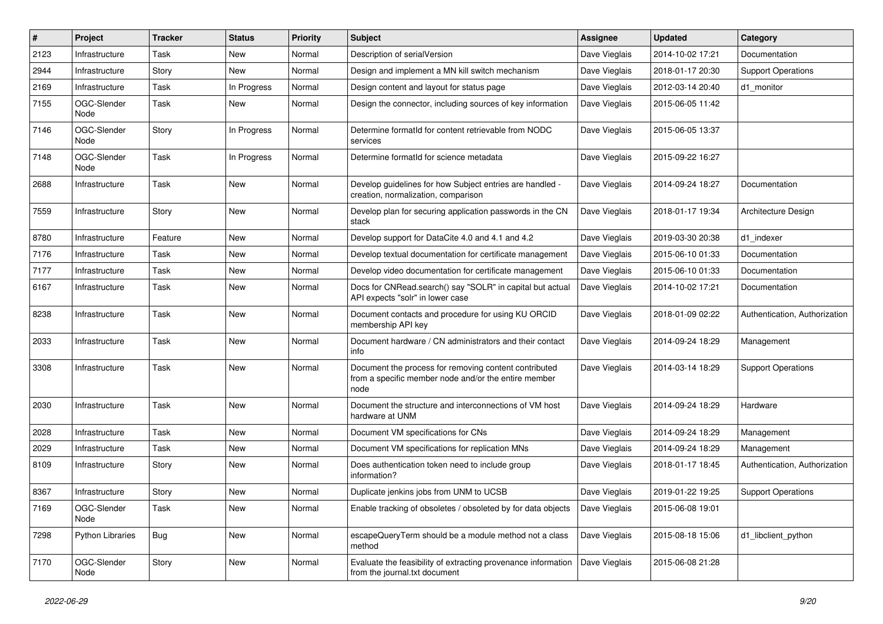| # | Project | Tracker | Status | Priority | Subject | Assignee | Updated | Category |
|---|---|---|---|---|---|---|---|---|
| 2123 | Infrastructure | Task | New | Normal | Description of serialVersion | Dave Vieglais | 2014-10-02 17:21 | Documentation |
| 2944 | Infrastructure | Story | New | Normal | Design and implement a MN kill switch mechanism | Dave Vieglais | 2018-01-17 20:30 | Support Operations |
| 2169 | Infrastructure | Task | In Progress | Normal | Design content and layout for status page | Dave Vieglais | 2012-03-14 20:40 | d1_monitor |
| 7155 | OGC-Slender Node | Task | New | Normal | Design the connector, including sources of key information | Dave Vieglais | 2015-06-05 11:42 | |
| 7146 | OGC-Slender Node | Story | In Progress | Normal | Determine formatId for content retrievable from NODC services | Dave Vieglais | 2015-06-05 13:37 | |
| 7148 | OGC-Slender Node | Task | In Progress | Normal | Determine formatId for science metadata | Dave Vieglais | 2015-09-22 16:27 | |
| 2688 | Infrastructure | Task | New | Normal | Develop guidelines for how Subject entries are handled - creation, normalization, comparison | Dave Vieglais | 2014-09-24 18:27 | Documentation |
| 7559 | Infrastructure | Story | New | Normal | Develop plan for securing application passwords in the CN stack | Dave Vieglais | 2018-01-17 19:34 | Architecture Design |
| 8780 | Infrastructure | Feature | New | Normal | Develop support for DataCite 4.0 and 4.1 and 4.2 | Dave Vieglais | 2019-03-30 20:38 | d1_indexer |
| 7176 | Infrastructure | Task | New | Normal | Develop textual documentation for certificate management | Dave Vieglais | 2015-06-10 01:33 | Documentation |
| 7177 | Infrastructure | Task | New | Normal | Develop video documentation for certificate management | Dave Vieglais | 2015-06-10 01:33 | Documentation |
| 6167 | Infrastructure | Task | New | Normal | Docs for CNRead.search() say "SOLR" in capital but actual API expects "solr" in lower case | Dave Vieglais | 2014-10-02 17:21 | Documentation |
| 8238 | Infrastructure | Task | New | Normal | Document contacts and procedure for using KU ORCID membership API key | Dave Vieglais | 2018-01-09 02:22 | Authentication, Authorization |
| 2033 | Infrastructure | Task | New | Normal | Document hardware / CN administrators and their contact info | Dave Vieglais | 2014-09-24 18:29 | Management |
| 3308 | Infrastructure | Task | New | Normal | Document the process for removing content contributed from a specific member node and/or the entire member node | Dave Vieglais | 2014-03-14 18:29 | Support Operations |
| 2030 | Infrastructure | Task | New | Normal | Document the structure and interconnections of VM host hardware at UNM | Dave Vieglais | 2014-09-24 18:29 | Hardware |
| 2028 | Infrastructure | Task | New | Normal | Document VM specifications for CNs | Dave Vieglais | 2014-09-24 18:29 | Management |
| 2029 | Infrastructure | Task | New | Normal | Document VM specifications for replication MNs | Dave Vieglais | 2014-09-24 18:29 | Management |
| 8109 | Infrastructure | Story | New | Normal | Does authentication token need to include group information? | Dave Vieglais | 2018-01-17 18:45 | Authentication, Authorization |
| 8367 | Infrastructure | Story | New | Normal | Duplicate jenkins jobs from UNM to UCSB | Dave Vieglais | 2019-01-22 19:25 | Support Operations |
| 7169 | OGC-Slender Node | Task | New | Normal | Enable tracking of obsoletes / obsoleted by for data objects | Dave Vieglais | 2015-06-08 19:01 | |
| 7298 | Python Libraries | Bug | New | Normal | escapeQueryTerm should be a module method not a class method | Dave Vieglais | 2015-08-18 15:06 | d1_libclient_python |
| 7170 | OGC-Slender Node | Story | New | Normal | Evaluate the feasibility of extracting provenance information from the journal.txt document | Dave Vieglais | 2015-06-08 21:28 | |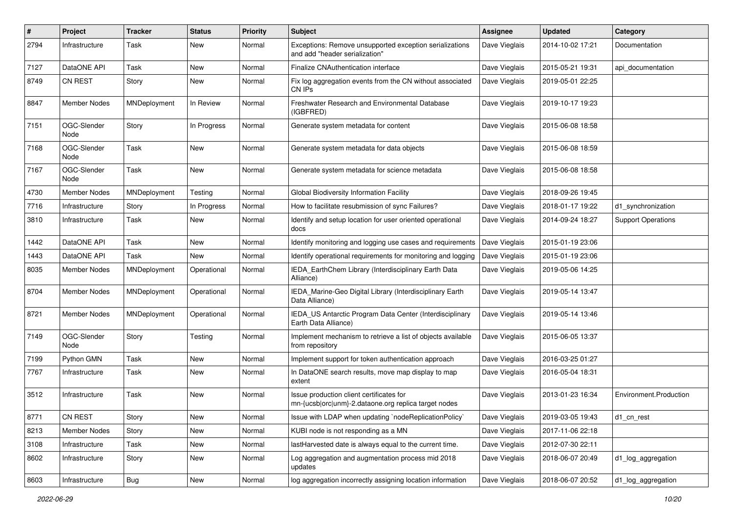| # | Project | Tracker | Status | Priority | Subject | Assignee | Updated | Category |
|---|---|---|---|---|---|---|---|---|
| 2794 | Infrastructure | Task | New | Normal | Exceptions: Remove unsupported exception serializations and add "header serialization" | Dave Vieglais | 2014-10-02 17:21 | Documentation |
| 7127 | DataONE API | Task | New | Normal | Finalize CNAuthentication interface | Dave Vieglais | 2015-05-21 19:31 | api_documentation |
| 8749 | CN REST | Story | New | Normal | Fix log aggregation events from the CN without associated CN IPs | Dave Vieglais | 2019-05-01 22:25 | |
| 8847 | Member Nodes | MNDeployment | In Review | Normal | Freshwater Research and Environmental Database (IGBFRED) | Dave Vieglais | 2019-10-17 19:23 | |
| 7151 | OGC-Slender Node | Story | In Progress | Normal | Generate system metadata for content | Dave Vieglais | 2015-06-08 18:58 | |
| 7168 | OGC-Slender Node | Task | New | Normal | Generate system metadata for data objects | Dave Vieglais | 2015-06-08 18:59 | |
| 7167 | OGC-Slender Node | Task | New | Normal | Generate system metadata for science metadata | Dave Vieglais | 2015-06-08 18:58 | |
| 4730 | Member Nodes | MNDeployment | Testing | Normal | Global Biodiversity Information Facility | Dave Vieglais | 2018-09-26 19:45 | |
| 7716 | Infrastructure | Story | In Progress | Normal | How to facilitate resubmission of sync Failures? | Dave Vieglais | 2018-01-17 19:22 | d1_synchronization |
| 3810 | Infrastructure | Task | New | Normal | Identify and setup location for user oriented operational docs | Dave Vieglais | 2014-09-24 18:27 | Support Operations |
| 1442 | DataONE API | Task | New | Normal | Identify monitoring and logging use cases and requirements | Dave Vieglais | 2015-01-19 23:06 | |
| 1443 | DataONE API | Task | New | Normal | Identify operational requirements for monitoring and logging | Dave Vieglais | 2015-01-19 23:06 | |
| 8035 | Member Nodes | MNDeployment | Operational | Normal | IEDA_EarthChem Library (Interdisciplinary Earth Data Alliance) | Dave Vieglais | 2019-05-06 14:25 | |
| 8704 | Member Nodes | MNDeployment | Operational | Normal | IEDA_Marine-Geo Digital Library (Interdisciplinary Earth Data Alliance) | Dave Vieglais | 2019-05-14 13:47 | |
| 8721 | Member Nodes | MNDeployment | Operational | Normal | IEDA_US Antarctic Program Data Center (Interdisciplinary Earth Data Alliance) | Dave Vieglais | 2019-05-14 13:46 | |
| 7149 | OGC-Slender Node | Story | Testing | Normal | Implement mechanism to retrieve a list of objects available from repository | Dave Vieglais | 2015-06-05 13:37 | |
| 7199 | Python GMN | Task | New | Normal | Implement support for token authentication approach | Dave Vieglais | 2016-03-25 01:27 | |
| 7767 | Infrastructure | Task | New | Normal | In DataONE search results, move map display to map extent | Dave Vieglais | 2016-05-04 18:31 | |
| 3512 | Infrastructure | Task | New | Normal | Issue production client certificates for mn-{ucsb\|orc\|unm}-2.dataone.org replica target nodes | Dave Vieglais | 2013-01-23 16:34 | Environment.Production |
| 8771 | CN REST | Story | New | Normal | Issue with LDAP when updating `nodeReplicationPolicy` | Dave Vieglais | 2019-03-05 19:43 | d1_cn_rest |
| 8213 | Member Nodes | Story | New | Normal | KUBI node is not responding as a MN | Dave Vieglais | 2017-11-06 22:18 | |
| 3108 | Infrastructure | Task | New | Normal | lastHarvested date is always equal to the current time. | Dave Vieglais | 2012-07-30 22:11 | |
| 8602 | Infrastructure | Story | New | Normal | Log aggregation and augmentation process mid 2018 updates | Dave Vieglais | 2018-06-07 20:49 | d1_log_aggregation |
| 8603 | Infrastructure | Bug | New | Normal | log aggregation incorrectly assigning location information | Dave Vieglais | 2018-06-07 20:52 | d1_log_aggregation |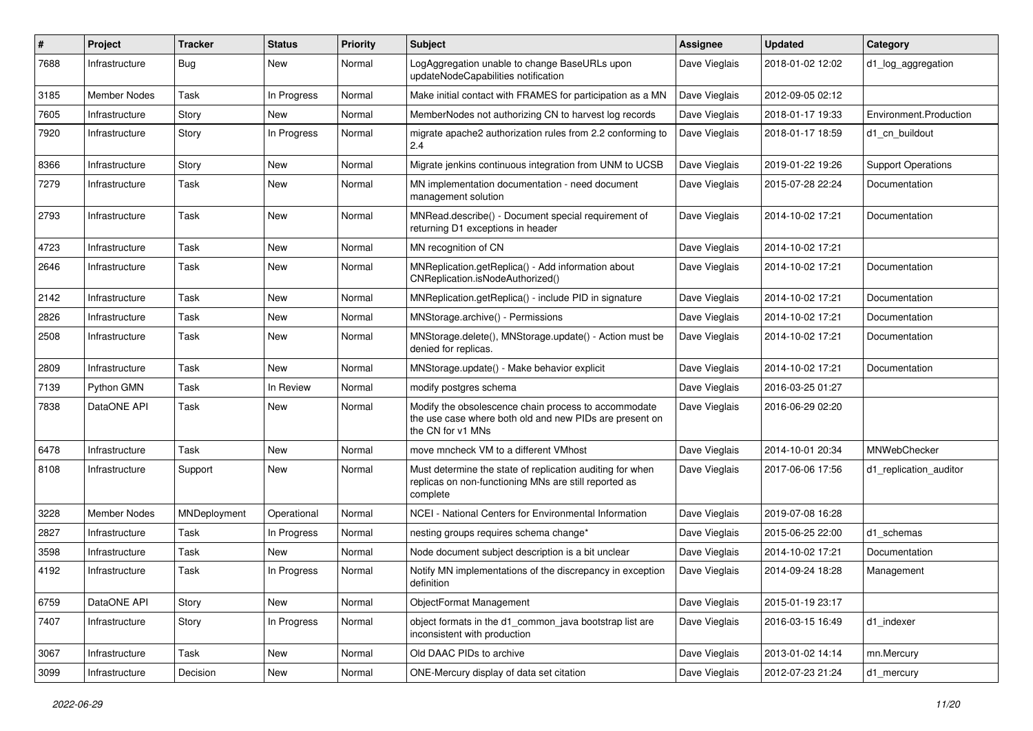| # | Project | Tracker | Status | Priority | Subject | Assignee | Updated | Category |
|---|---|---|---|---|---|---|---|---|
| 7688 | Infrastructure | Bug | New | Normal | LogAggregation unable to change BaseURLs upon updateNodeCapabilities notification | Dave Vieglais | 2018-01-02 12:02 | d1_log_aggregation |
| 3185 | Member Nodes | Task | In Progress | Normal | Make initial contact with FRAMES for participation as a MN | Dave Vieglais | 2012-09-05 02:12 | |
| 7605 | Infrastructure | Story | New | Normal | MemberNodes not authorizing CN to harvest log records | Dave Vieglais | 2018-01-17 19:33 | Environment.Production |
| 7920 | Infrastructure | Story | In Progress | Normal | migrate apache2 authorization rules from 2.2 conforming to 2.4 | Dave Vieglais | 2018-01-17 18:59 | d1_cn_buildout |
| 8366 | Infrastructure | Story | New | Normal | Migrate jenkins continuous integration from UNM to UCSB | Dave Vieglais | 2019-01-22 19:26 | Support Operations |
| 7279 | Infrastructure | Task | New | Normal | MN implementation documentation - need document management solution | Dave Vieglais | 2015-07-28 22:24 | Documentation |
| 2793 | Infrastructure | Task | New | Normal | MNRead.describe() - Document special requirement of returning D1 exceptions in header | Dave Vieglais | 2014-10-02 17:21 | Documentation |
| 4723 | Infrastructure | Task | New | Normal | MN recognition of CN | Dave Vieglais | 2014-10-02 17:21 | |
| 2646 | Infrastructure | Task | New | Normal | MNReplication.getReplica() - Add information about CNReplication.isNodeAuthorized() | Dave Vieglais | 2014-10-02 17:21 | Documentation |
| 2142 | Infrastructure | Task | New | Normal | MNReplication.getReplica() - include PID in signature | Dave Vieglais | 2014-10-02 17:21 | Documentation |
| 2826 | Infrastructure | Task | New | Normal | MNStorage.archive() - Permissions | Dave Vieglais | 2014-10-02 17:21 | Documentation |
| 2508 | Infrastructure | Task | New | Normal | MNStorage.delete(), MNStorage.update() - Action must be denied for replicas. | Dave Vieglais | 2014-10-02 17:21 | Documentation |
| 2809 | Infrastructure | Task | New | Normal | MNStorage.update() - Make behavior explicit | Dave Vieglais | 2014-10-02 17:21 | Documentation |
| 7139 | Python GMN | Task | In Review | Normal | modify postgres schema | Dave Vieglais | 2016-03-25 01:27 | |
| 7838 | DataONE API | Task | New | Normal | Modify the obsolescence chain process to accommodate the use case where both old and new PIDs are present on the CN for v1 MNs | Dave Vieglais | 2016-06-29 02:20 | |
| 6478 | Infrastructure | Task | New | Normal | move mncheck VM to a different VMhost | Dave Vieglais | 2014-10-01 20:34 | MNWebChecker |
| 8108 | Infrastructure | Support | New | Normal | Must determine the state of replication auditing for when replicas on non-functioning MNs are still reported as complete | Dave Vieglais | 2017-06-06 17:56 | d1_replication_auditor |
| 3228 | Member Nodes | MNDeployment | Operational | Normal | NCEI - National Centers for Environmental Information | Dave Vieglais | 2019-07-08 16:28 | |
| 2827 | Infrastructure | Task | In Progress | Normal | nesting groups requires schema change* | Dave Vieglais | 2015-06-25 22:00 | d1_schemas |
| 3598 | Infrastructure | Task | New | Normal | Node document subject description is a bit unclear | Dave Vieglais | 2014-10-02 17:21 | Documentation |
| 4192 | Infrastructure | Task | In Progress | Normal | Notify MN implementations of the discrepancy in exception definition | Dave Vieglais | 2014-09-24 18:28 | Management |
| 6759 | DataONE API | Story | New | Normal | ObjectFormat Management | Dave Vieglais | 2015-01-19 23:17 | |
| 7407 | Infrastructure | Story | In Progress | Normal | object formats in the d1_common_java bootstrap list are inconsistent with production | Dave Vieglais | 2016-03-15 16:49 | d1_indexer |
| 3067 | Infrastructure | Task | New | Normal | Old DAAC PIDs to archive | Dave Vieglais | 2013-01-02 14:14 | mn.Mercury |
| 3099 | Infrastructure | Decision | New | Normal | ONE-Mercury display of data set citation | Dave Vieglais | 2012-07-23 21:24 | d1_mercury |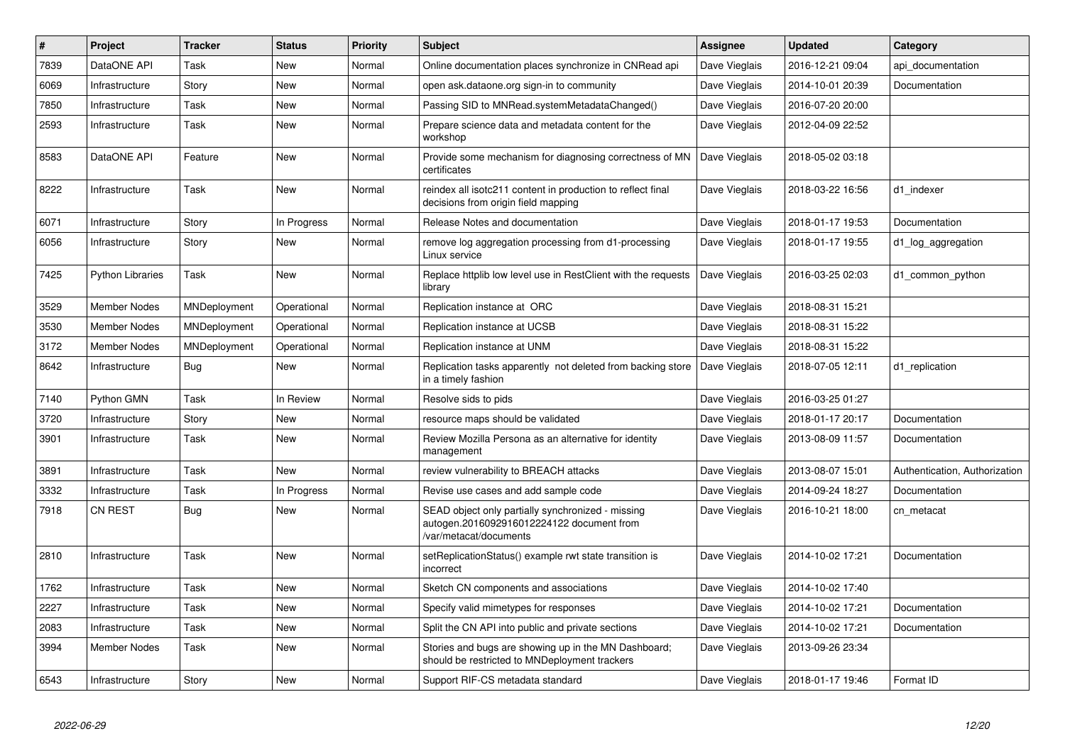| # | Project | Tracker | Status | Priority | Subject | Assignee | Updated | Category |
|---|---|---|---|---|---|---|---|---|
| 7839 | DataONE API | Task | New | Normal | Online documentation places synchronize in CNRead api | Dave Vieglais | 2016-12-21 09:04 | api_documentation |
| 6069 | Infrastructure | Story | New | Normal | open ask.dataone.org sign-in to community | Dave Vieglais | 2014-10-01 20:39 | Documentation |
| 7850 | Infrastructure | Task | New | Normal | Passing SID to MNRead.systemMetadataChanged() | Dave Vieglais | 2016-07-20 20:00 | |
| 2593 | Infrastructure | Task | New | Normal | Prepare science data and metadata content for the workshop | Dave Vieglais | 2012-04-09 22:52 | |
| 8583 | DataONE API | Feature | New | Normal | Provide some mechanism for diagnosing correctness of MN certificates | Dave Vieglais | 2018-05-02 03:18 | |
| 8222 | Infrastructure | Task | New | Normal | reindex all isotc211 content in production to reflect final decisions from origin field mapping | Dave Vieglais | 2018-03-22 16:56 | d1_indexer |
| 6071 | Infrastructure | Story | In Progress | Normal | Release Notes and documentation | Dave Vieglais | 2018-01-17 19:53 | Documentation |
| 6056 | Infrastructure | Story | New | Normal | remove log aggregation processing from d1-processing Linux service | Dave Vieglais | 2018-01-17 19:55 | d1_log_aggregation |
| 7425 | Python Libraries | Task | New | Normal | Replace httplib low level use in RestClient with the requests library | Dave Vieglais | 2016-03-25 02:03 | d1_common_python |
| 3529 | Member Nodes | MNDeployment | Operational | Normal | Replication instance at ORC | Dave Vieglais | 2018-08-31 15:21 | |
| 3530 | Member Nodes | MNDeployment | Operational | Normal | Replication instance at UCSB | Dave Vieglais | 2018-08-31 15:22 | |
| 3172 | Member Nodes | MNDeployment | Operational | Normal | Replication instance at UNM | Dave Vieglais | 2018-08-31 15:22 | |
| 8642 | Infrastructure | Bug | New | Normal | Replication tasks apparently not deleted from backing store in a timely fashion | Dave Vieglais | 2018-07-05 12:11 | d1_replication |
| 7140 | Python GMN | Task | In Review | Normal | Resolve sids to pids | Dave Vieglais | 2016-03-25 01:27 | |
| 3720 | Infrastructure | Story | New | Normal | resource maps should be validated | Dave Vieglais | 2018-01-17 20:17 | Documentation |
| 3901 | Infrastructure | Task | New | Normal | Review Mozilla Persona as an alternative for identity management | Dave Vieglais | 2013-08-09 11:57 | Documentation |
| 3891 | Infrastructure | Task | New | Normal | review vulnerability to BREACH attacks | Dave Vieglais | 2013-08-07 15:01 | Authentication, Authorization |
| 3332 | Infrastructure | Task | In Progress | Normal | Revise use cases and add sample code | Dave Vieglais | 2014-09-24 18:27 | Documentation |
| 7918 | CN REST | Bug | New | Normal | SEAD object only partially synchronized - missing autogen.2016092916012224122 document from /var/metacat/documents | Dave Vieglais | 2016-10-21 18:00 | cn_metacat |
| 2810 | Infrastructure | Task | New | Normal | setReplicationStatus() example rwt state transition is incorrect | Dave Vieglais | 2014-10-02 17:21 | Documentation |
| 1762 | Infrastructure | Task | New | Normal | Sketch CN components and associations | Dave Vieglais | 2014-10-02 17:40 | |
| 2227 | Infrastructure | Task | New | Normal | Specify valid mimetypes for responses | Dave Vieglais | 2014-10-02 17:21 | Documentation |
| 2083 | Infrastructure | Task | New | Normal | Split the CN API into public and private sections | Dave Vieglais | 2014-10-02 17:21 | Documentation |
| 3994 | Member Nodes | Task | New | Normal | Stories and bugs are showing up in the MN Dashboard; should be restricted to MNDeployment trackers | Dave Vieglais | 2013-09-26 23:34 | |
| 6543 | Infrastructure | Story | New | Normal | Support RIF-CS metadata standard | Dave Vieglais | 2018-01-17 19:46 | Format ID |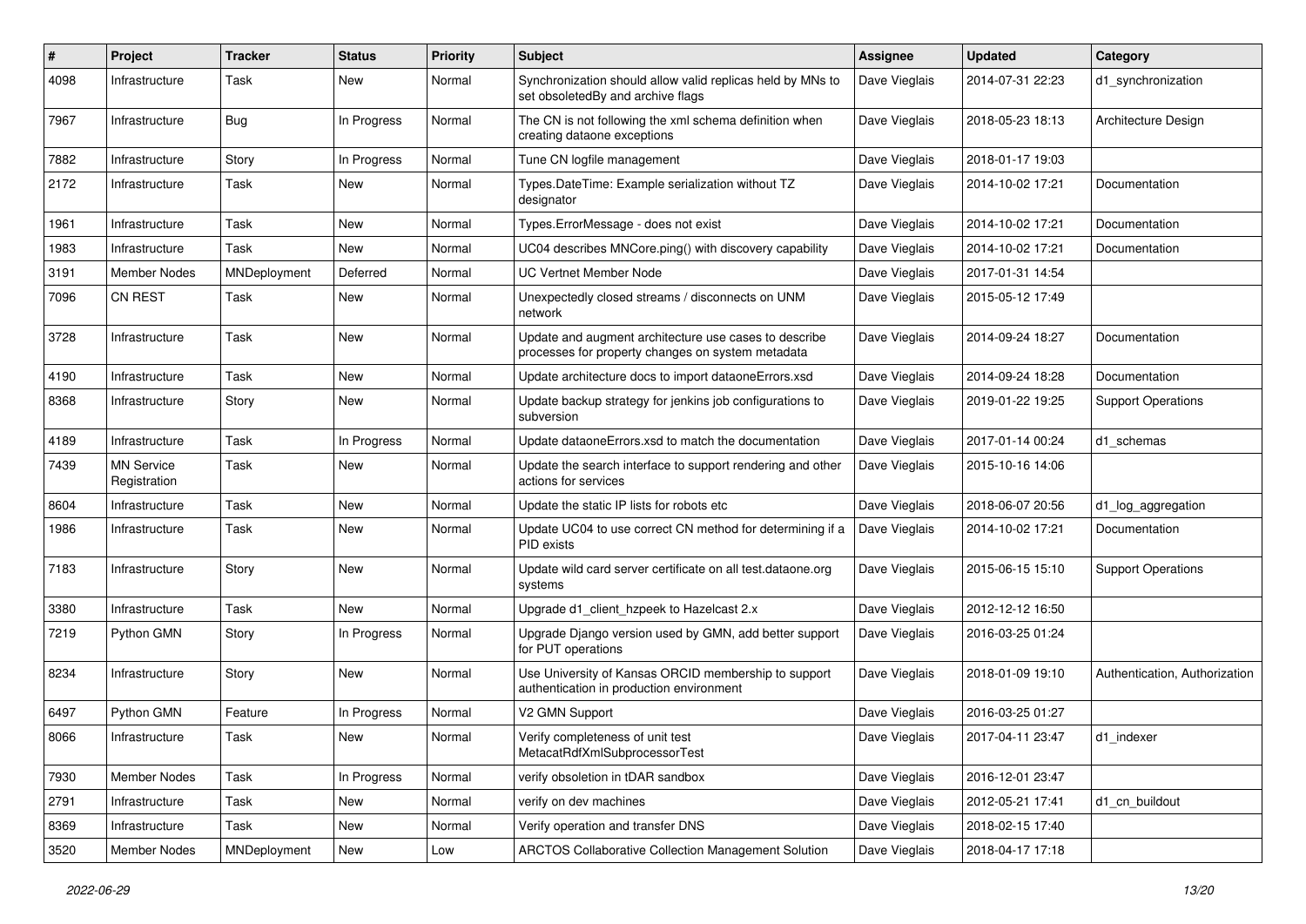| # | Project | Tracker | Status | Priority | Subject | Assignee | Updated | Category |
|---|---|---|---|---|---|---|---|---|
| 4098 | Infrastructure | Task | New | Normal | Synchronization should allow valid replicas held by MNs to set obsoletedBy and archive flags | Dave Vieglais | 2014-07-31 22:23 | d1_synchronization |
| 7967 | Infrastructure | Bug | In Progress | Normal | The CN is not following the xml schema definition when creating dataone exceptions | Dave Vieglais | 2018-05-23 18:13 | Architecture Design |
| 7882 | Infrastructure | Story | In Progress | Normal | Tune CN logfile management | Dave Vieglais | 2018-01-17 19:03 | |
| 2172 | Infrastructure | Task | New | Normal | Types.DateTime: Example serialization without TZ designator | Dave Vieglais | 2014-10-02 17:21 | Documentation |
| 1961 | Infrastructure | Task | New | Normal | Types.ErrorMessage - does not exist | Dave Vieglais | 2014-10-02 17:21 | Documentation |
| 1983 | Infrastructure | Task | New | Normal | UC04 describes MNCore.ping() with discovery capability | Dave Vieglais | 2014-10-02 17:21 | Documentation |
| 3191 | Member Nodes | MNDeployment | Deferred | Normal | UC Vertnet Member Node | Dave Vieglais | 2017-01-31 14:54 | |
| 7096 | CN REST | Task | New | Normal | Unexpectedly closed streams / disconnects on UNM network | Dave Vieglais | 2015-05-12 17:49 | |
| 3728 | Infrastructure | Task | New | Normal | Update and augment architecture use cases to describe processes for property changes on system metadata | Dave Vieglais | 2014-09-24 18:27 | Documentation |
| 4190 | Infrastructure | Task | New | Normal | Update architecture docs to import dataoneErrors.xsd | Dave Vieglais | 2014-09-24 18:28 | Documentation |
| 8368 | Infrastructure | Story | New | Normal | Update backup strategy for jenkins job configurations to subversion | Dave Vieglais | 2019-01-22 19:25 | Support Operations |
| 4189 | Infrastructure | Task | In Progress | Normal | Update dataoneErrors.xsd to match the documentation | Dave Vieglais | 2017-01-14 00:24 | d1_schemas |
| 7439 | MN Service Registration | Task | New | Normal | Update the search interface to support rendering and other actions for services | Dave Vieglais | 2015-10-16 14:06 | |
| 8604 | Infrastructure | Task | New | Normal | Update the static IP lists for robots etc | Dave Vieglais | 2018-06-07 20:56 | d1_log_aggregation |
| 1986 | Infrastructure | Task | New | Normal | Update UC04 to use correct CN method for determining if a PID exists | Dave Vieglais | 2014-10-02 17:21 | Documentation |
| 7183 | Infrastructure | Story | New | Normal | Update wild card server certificate on all test.dataone.org systems | Dave Vieglais | 2015-06-15 15:10 | Support Operations |
| 3380 | Infrastructure | Task | New | Normal | Upgrade d1_client_hzpeek to Hazelcast 2.x | Dave Vieglais | 2012-12-12 16:50 | |
| 7219 | Python GMN | Story | In Progress | Normal | Upgrade Django version used by GMN, add better support for PUT operations | Dave Vieglais | 2016-03-25 01:24 | |
| 8234 | Infrastructure | Story | New | Normal | Use University of Kansas ORCID membership to support authentication in production environment | Dave Vieglais | 2018-01-09 19:10 | Authentication, Authorization |
| 6497 | Python GMN | Feature | In Progress | Normal | V2 GMN Support | Dave Vieglais | 2016-03-25 01:27 | |
| 8066 | Infrastructure | Task | New | Normal | Verify completeness of unit test MetacatRdfXmlSubprocessorTest | Dave Vieglais | 2017-04-11 23:47 | d1_indexer |
| 7930 | Member Nodes | Task | In Progress | Normal | verify obsoletion in tDAR sandbox | Dave Vieglais | 2016-12-01 23:47 | |
| 2791 | Infrastructure | Task | New | Normal | verify on dev machines | Dave Vieglais | 2012-05-21 17:41 | d1_cn_buildout |
| 8369 | Infrastructure | Task | New | Normal | Verify operation and transfer DNS | Dave Vieglais | 2018-02-15 17:40 | |
| 3520 | Member Nodes | MNDeployment | New | Low | ARCTOS Collaborative Collection Management Solution | Dave Vieglais | 2018-04-17 17:18 | |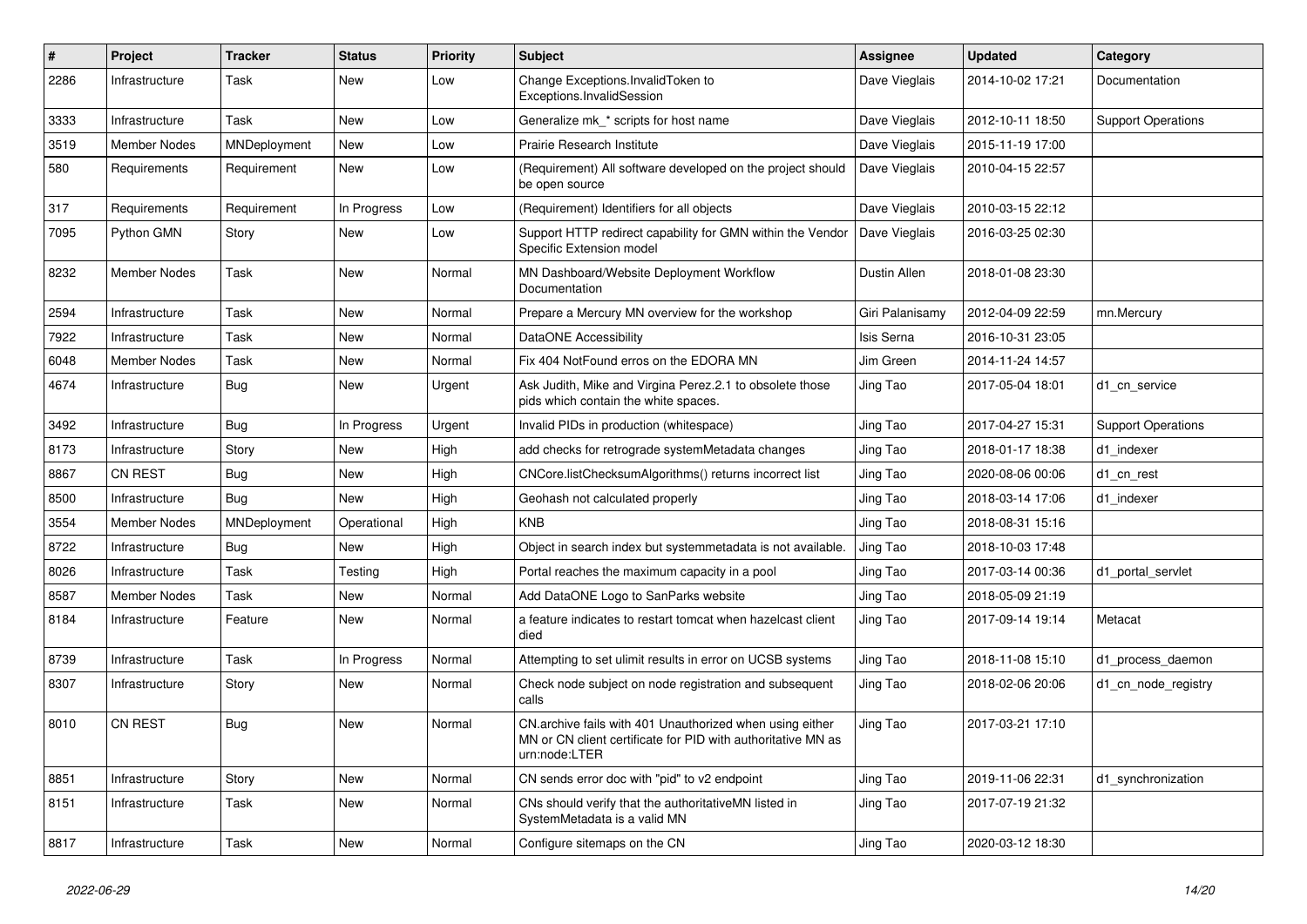| # | Project | Tracker | Status | Priority | Subject | Assignee | Updated | Category |
|---|---|---|---|---|---|---|---|---|
| 2286 | Infrastructure | Task | New | Low | Change Exceptions.InvalidToken to Exceptions.InvalidSession | Dave Vieglais | 2014-10-02 17:21 | Documentation |
| 3333 | Infrastructure | Task | New | Low | Generalize mk_* scripts for host name | Dave Vieglais | 2012-10-11 18:50 | Support Operations |
| 3519 | Member Nodes | MNDeployment | New | Low | Prairie Research Institute | Dave Vieglais | 2015-11-19 17:00 | |
| 580 | Requirements | Requirement | New | Low | (Requirement) All software developed on the project should be open source | Dave Vieglais | 2010-04-15 22:57 | |
| 317 | Requirements | Requirement | In Progress | Low | (Requirement) Identifiers for all objects | Dave Vieglais | 2010-03-15 22:12 | |
| 7095 | Python GMN | Story | New | Low | Support HTTP redirect capability for GMN within the Vendor Specific Extension model | Dave Vieglais | 2016-03-25 02:30 | |
| 8232 | Member Nodes | Task | New | Normal | MN Dashboard/Website Deployment Workflow Documentation | Dustin Allen | 2018-01-08 23:30 | |
| 2594 | Infrastructure | Task | New | Normal | Prepare a Mercury MN overview for the workshop | Giri Palanisamy | 2012-04-09 22:59 | mn.Mercury |
| 7922 | Infrastructure | Task | New | Normal | DataONE Accessibility | Isis Serna | 2016-10-31 23:05 | |
| 6048 | Member Nodes | Task | New | Normal | Fix 404 NotFound erros on the EDORA MN | Jim Green | 2014-11-24 14:57 | |
| 4674 | Infrastructure | Bug | New | Urgent | Ask Judith, Mike and Virgina Perez.2.1 to obsolete those pids which contain the white spaces. | Jing Tao | 2017-05-04 18:01 | d1_cn_service |
| 3492 | Infrastructure | Bug | In Progress | Urgent | Invalid PIDs in production (whitespace) | Jing Tao | 2017-04-27 15:31 | Support Operations |
| 8173 | Infrastructure | Story | New | High | add checks for retrograde systemMetadata changes | Jing Tao | 2018-01-17 18:38 | d1_indexer |
| 8867 | CN REST | Bug | New | High | CNCore.listChecksumAlgorithms() returns incorrect list | Jing Tao | 2020-08-06 00:06 | d1_cn_rest |
| 8500 | Infrastructure | Bug | New | High | Geohash not calculated properly | Jing Tao | 2018-03-14 17:06 | d1_indexer |
| 3554 | Member Nodes | MNDeployment | Operational | High | KNB | Jing Tao | 2018-08-31 15:16 | |
| 8722 | Infrastructure | Bug | New | High | Object in search index but systemmetadata is not available. | Jing Tao | 2018-10-03 17:48 | |
| 8026 | Infrastructure | Task | Testing | High | Portal reaches the maximum capacity in a pool | Jing Tao | 2017-03-14 00:36 | d1_portal_servlet |
| 8587 | Member Nodes | Task | New | Normal | Add DataONE Logo to SanParks website | Jing Tao | 2018-05-09 21:19 | |
| 8184 | Infrastructure | Feature | New | Normal | a feature indicates to restart tomcat when hazelcast client died | Jing Tao | 2017-09-14 19:14 | Metacat |
| 8739 | Infrastructure | Task | In Progress | Normal | Attempting to set ulimit results in error on UCSB systems | Jing Tao | 2018-11-08 15:10 | d1_process_daemon |
| 8307 | Infrastructure | Story | New | Normal | Check node subject on node registration and subsequent calls | Jing Tao | 2018-02-06 20:06 | d1_cn_node_registry |
| 8010 | CN REST | Bug | New | Normal | CN.archive fails with 401 Unauthorized when using either MN or CN client certificate for PID with authoritative MN as urn:node:LTER | Jing Tao | 2017-03-21 17:10 | |
| 8851 | Infrastructure | Story | New | Normal | CN sends error doc with "pid" to v2 endpoint | Jing Tao | 2019-11-06 22:31 | d1_synchronization |
| 8151 | Infrastructure | Task | New | Normal | CNs should verify that the authoritativeMN listed in SystemMetadata is a valid MN | Jing Tao | 2017-07-19 21:32 | |
| 8817 | Infrastructure | Task | New | Normal | Configure sitemaps on the CN | Jing Tao | 2020-03-12 18:30 | |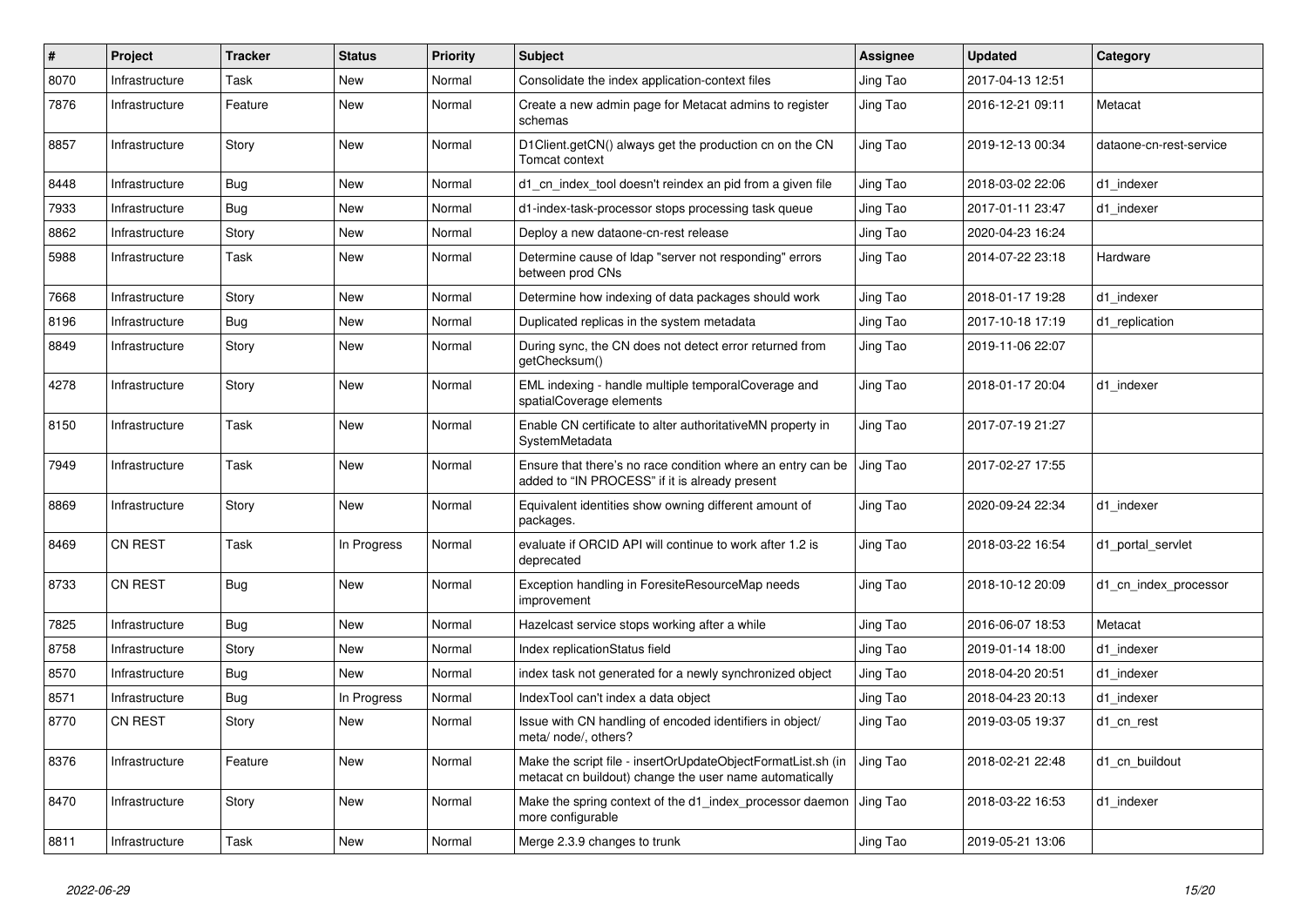| # | Project | Tracker | Status | Priority | Subject | Assignee | Updated | Category |
|---|---|---|---|---|---|---|---|---|
| 8070 | Infrastructure | Task | New | Normal | Consolidate the index application-context files | Jing Tao | 2017-04-13 12:51 | |
| 7876 | Infrastructure | Feature | New | Normal | Create a new admin page for Metacat admins to register schemas | Jing Tao | 2016-12-21 09:11 | Metacat |
| 8857 | Infrastructure | Story | New | Normal | D1Client.getCN() always get the production cn on the CN Tomcat context | Jing Tao | 2019-12-13 00:34 | dataone-cn-rest-service |
| 8448 | Infrastructure | Bug | New | Normal | d1_cn_index_tool doesn't reindex an pid from a given file | Jing Tao | 2018-03-02 22:06 | d1_indexer |
| 7933 | Infrastructure | Bug | New | Normal | d1-index-task-processor stops processing task queue | Jing Tao | 2017-01-11 23:47 | d1_indexer |
| 8862 | Infrastructure | Story | New | Normal | Deploy a new dataone-cn-rest release | Jing Tao | 2020-04-23 16:24 | |
| 5988 | Infrastructure | Task | New | Normal | Determine cause of ldap "server not responding" errors between prod CNs | Jing Tao | 2014-07-22 23:18 | Hardware |
| 7668 | Infrastructure | Story | New | Normal | Determine how indexing of data packages should work | Jing Tao | 2018-01-17 19:28 | d1_indexer |
| 8196 | Infrastructure | Bug | New | Normal | Duplicated replicas in the system metadata | Jing Tao | 2017-10-18 17:19 | d1_replication |
| 8849 | Infrastructure | Story | New | Normal | During sync, the CN does not detect error returned from getChecksum() | Jing Tao | 2019-11-06 22:07 | |
| 4278 | Infrastructure | Story | New | Normal | EML indexing - handle multiple temporalCoverage and spatialCoverage elements | Jing Tao | 2018-01-17 20:04 | d1_indexer |
| 8150 | Infrastructure | Task | New | Normal | Enable CN certificate to alter authoritativeMN property in SystemMetadata | Jing Tao | 2017-07-19 21:27 | |
| 7949 | Infrastructure | Task | New | Normal | Ensure that there's no race condition where an entry can be added to "IN PROCESS" if it is already present | Jing Tao | 2017-02-27 17:55 | |
| 8869 | Infrastructure | Story | New | Normal | Equivalent identities show owning different amount of packages. | Jing Tao | 2020-09-24 22:34 | d1_indexer |
| 8469 | CN REST | Task | In Progress | Normal | evaluate if ORCID API will continue to work after 1.2 is deprecated | Jing Tao | 2018-03-22 16:54 | d1_portal_servlet |
| 8733 | CN REST | Bug | New | Normal | Exception handling in ForesiteResourceMap needs improvement | Jing Tao | 2018-10-12 20:09 | d1_cn_index_processor |
| 7825 | Infrastructure | Bug | New | Normal | Hazelcast service stops working after a while | Jing Tao | 2016-06-07 18:53 | Metacat |
| 8758 | Infrastructure | Story | New | Normal | Index replicationStatus field | Jing Tao | 2019-01-14 18:00 | d1_indexer |
| 8570 | Infrastructure | Bug | New | Normal | index task not generated for a newly synchronized object | Jing Tao | 2018-04-20 20:51 | d1_indexer |
| 8571 | Infrastructure | Bug | In Progress | Normal | IndexTool can't index a data object | Jing Tao | 2018-04-23 20:13 | d1_indexer |
| 8770 | CN REST | Story | New | Normal | Issue with CN handling of encoded identifiers in object/ meta/ node/, others? | Jing Tao | 2019-03-05 19:37 | d1_cn_rest |
| 8376 | Infrastructure | Feature | New | Normal | Make the script file - insertOrUpdateObjectFormatList.sh (in metacat cn buildout) change the user name automatically | Jing Tao | 2018-02-21 22:48 | d1_cn_buildout |
| 8470 | Infrastructure | Story | New | Normal | Make the spring context of the d1_index_processor daemon more configurable | Jing Tao | 2018-03-22 16:53 | d1_indexer |
| 8811 | Infrastructure | Task | New | Normal | Merge 2.3.9 changes to trunk | Jing Tao | 2019-05-21 13:06 | |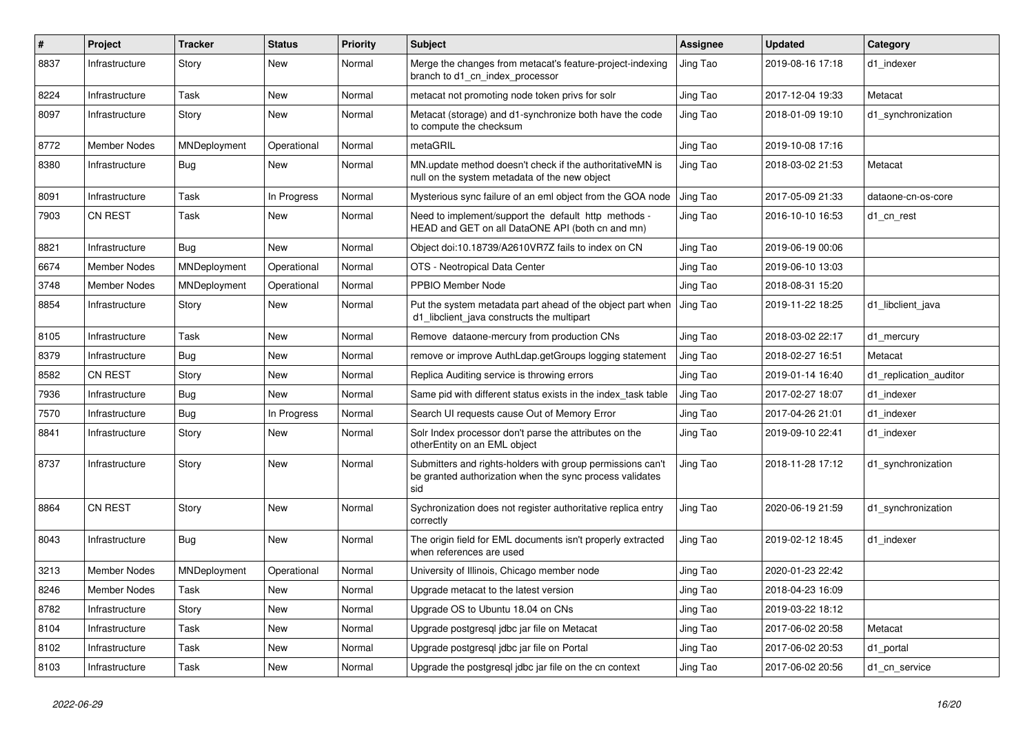| # | Project | Tracker | Status | Priority | Subject | Assignee | Updated | Category |
|---|---|---|---|---|---|---|---|---|
| 8837 | Infrastructure | Story | New | Normal | Merge the changes from metacat's feature-project-indexing branch to d1_cn_index_processor | Jing Tao | 2019-08-16 17:18 | d1_indexer |
| 8224 | Infrastructure | Task | New | Normal | metacat not promoting node token privs for solr | Jing Tao | 2017-12-04 19:33 | Metacat |
| 8097 | Infrastructure | Story | New | Normal | Metacat (storage) and d1-synchronize both have the code to compute the checksum | Jing Tao | 2018-01-09 19:10 | d1_synchronization |
| 8772 | Member Nodes | MNDeployment | Operational | Normal | metaGRIL | Jing Tao | 2019-10-08 17:16 | |
| 8380 | Infrastructure | Bug | New | Normal | MN.update method doesn't check if the authoritativeMN is null on the system metadata of the new object | Jing Tao | 2018-03-02 21:53 | Metacat |
| 8091 | Infrastructure | Task | In Progress | Normal | Mysterious sync failure of an eml object from the GOA node | Jing Tao | 2017-05-09 21:33 | dataone-cn-os-core |
| 7903 | CN REST | Task | New | Normal | Need to implement/support the default http methods - HEAD and GET on all DataONE API (both cn and mn) | Jing Tao | 2016-10-10 16:53 | d1_cn_rest |
| 8821 | Infrastructure | Bug | New | Normal | Object doi:10.18739/A2610VR7Z fails to index on CN | Jing Tao | 2019-06-19 00:06 | |
| 6674 | Member Nodes | MNDeployment | Operational | Normal | OTS - Neotropical Data Center | Jing Tao | 2019-06-10 13:03 | |
| 3748 | Member Nodes | MNDeployment | Operational | Normal | PPBIO Member Node | Jing Tao | 2018-08-31 15:20 | |
| 8854 | Infrastructure | Story | New | Normal | Put the system metadata part ahead of the object part when d1_libclient_java constructs the multipart | Jing Tao | 2019-11-22 18:25 | d1_libclient_java |
| 8105 | Infrastructure | Task | New | Normal | Remove dataone-mercury from production CNs | Jing Tao | 2018-03-02 22:17 | d1_mercury |
| 8379 | Infrastructure | Bug | New | Normal | remove or improve AuthLdap.getGroups logging statement | Jing Tao | 2018-02-27 16:51 | Metacat |
| 8582 | CN REST | Story | New | Normal | Replica Auditing service is throwing errors | Jing Tao | 2019-01-14 16:40 | d1_replication_auditor |
| 7936 | Infrastructure | Bug | New | Normal | Same pid with different status exists in the index_task table | Jing Tao | 2017-02-27 18:07 | d1_indexer |
| 7570 | Infrastructure | Bug | In Progress | Normal | Search UI requests cause Out of Memory Error | Jing Tao | 2017-04-26 21:01 | d1_indexer |
| 8841 | Infrastructure | Story | New | Normal | Solr Index processor don't parse the attributes on the otherEntity on an EML object | Jing Tao | 2019-09-10 22:41 | d1_indexer |
| 8737 | Infrastructure | Story | New | Normal | Submitters and rights-holders with group permissions can't be granted authorization when the sync process validates sid | Jing Tao | 2018-11-28 17:12 | d1_synchronization |
| 8864 | CN REST | Story | New | Normal | Sychronization does not register authoritative replica entry correctly | Jing Tao | 2020-06-19 21:59 | d1_synchronization |
| 8043 | Infrastructure | Bug | New | Normal | The origin field for EML documents isn't properly extracted when references are used | Jing Tao | 2019-02-12 18:45 | d1_indexer |
| 3213 | Member Nodes | MNDeployment | Operational | Normal | University of Illinois, Chicago member node | Jing Tao | 2020-01-23 22:42 | |
| 8246 | Member Nodes | Task | New | Normal | Upgrade metacat to the latest version | Jing Tao | 2018-04-23 16:09 | |
| 8782 | Infrastructure | Story | New | Normal | Upgrade OS to Ubuntu 18.04 on CNs | Jing Tao | 2019-03-22 18:12 | |
| 8104 | Infrastructure | Task | New | Normal | Upgrade postgresql jdbc jar file on Metacat | Jing Tao | 2017-06-02 20:58 | Metacat |
| 8102 | Infrastructure | Task | New | Normal | Upgrade postgresql jdbc jar file on Portal | Jing Tao | 2017-06-02 20:53 | d1_portal |
| 8103 | Infrastructure | Task | New | Normal | Upgrade the postgresql jdbc jar file on the cn context | Jing Tao | 2017-06-02 20:56 | d1_cn_service |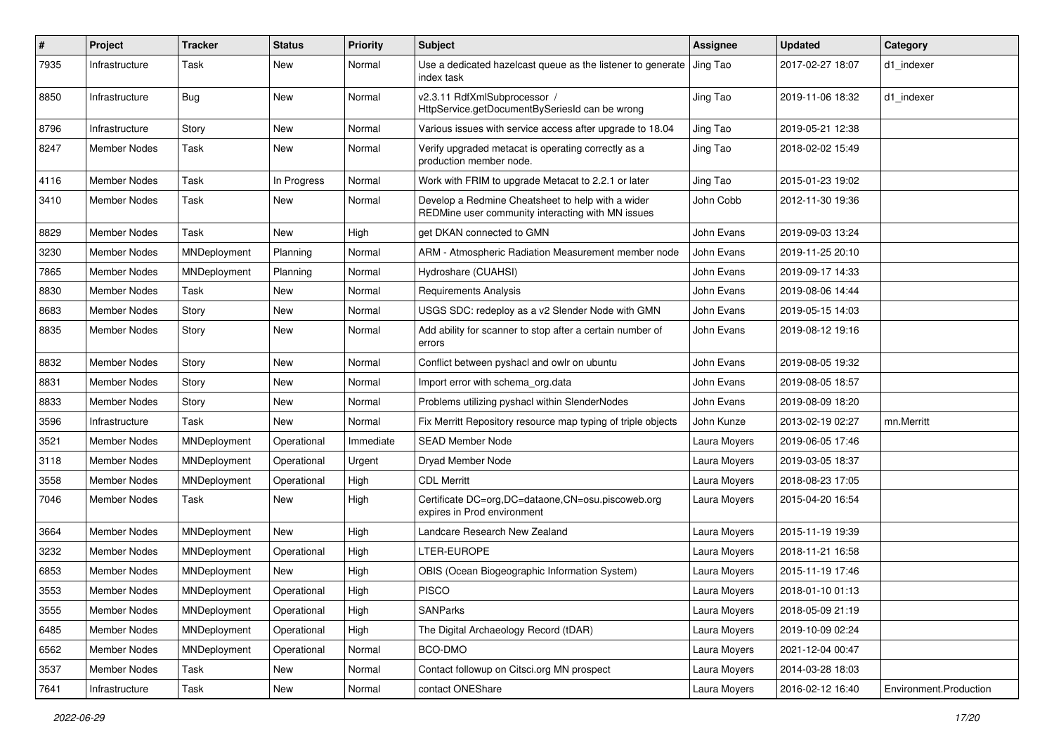| # | Project | Tracker | Status | Priority | Subject | Assignee | Updated | Category |
|---|---|---|---|---|---|---|---|---|
| 7935 | Infrastructure | Task | New | Normal | Use a dedicated hazelcast queue as the listener to generate index task | Jing Tao | 2017-02-27 18:07 | d1_indexer |
| 8850 | Infrastructure | Bug | New | Normal | v2.3.11 RdfXmlSubprocessor / HttpService.getDocumentBySeriesId can be wrong | Jing Tao | 2019-11-06 18:32 | d1_indexer |
| 8796 | Infrastructure | Story | New | Normal | Various issues with service access after upgrade to 18.04 | Jing Tao | 2019-05-21 12:38 | |
| 8247 | Member Nodes | Task | New | Normal | Verify upgraded metacat is operating correctly as a production member node. | Jing Tao | 2018-02-02 15:49 | |
| 4116 | Member Nodes | Task | In Progress | Normal | Work with FRIM to upgrade Metacat to 2.2.1 or later | Jing Tao | 2015-01-23 19:02 | |
| 3410 | Member Nodes | Task | New | Normal | Develop a Redmine Cheatsheet to help with a wider REDMine user community interacting with MN issues | John Cobb | 2012-11-30 19:36 | |
| 8829 | Member Nodes | Task | New | High | get DKAN connected to GMN | John Evans | 2019-09-03 13:24 | |
| 3230 | Member Nodes | MNDeployment | Planning | Normal | ARM - Atmospheric Radiation Measurement member node | John Evans | 2019-11-25 20:10 | |
| 7865 | Member Nodes | MNDeployment | Planning | Normal | Hydroshare (CUAHSI) | John Evans | 2019-09-17 14:33 | |
| 8830 | Member Nodes | Task | New | Normal | Requirements Analysis | John Evans | 2019-08-06 14:44 | |
| 8683 | Member Nodes | Story | New | Normal | USGS SDC: redeploy as a v2 Slender Node with GMN | John Evans | 2019-05-15 14:03 | |
| 8835 | Member Nodes | Story | New | Normal | Add ability for scanner to stop after a certain number of errors | John Evans | 2019-08-12 19:16 | |
| 8832 | Member Nodes | Story | New | Normal | Conflict between pyshacl and owlr on ubuntu | John Evans | 2019-08-05 19:32 | |
| 8831 | Member Nodes | Story | New | Normal | Import error with schema_org.data | John Evans | 2019-08-05 18:57 | |
| 8833 | Member Nodes | Story | New | Normal | Problems utilizing pyshacl within SlenderNodes | John Evans | 2019-08-09 18:20 | |
| 3596 | Infrastructure | Task | New | Normal | Fix Merritt Repository resource map typing of triple objects | John Kunze | 2013-02-19 02:27 | mn.Merritt |
| 3521 | Member Nodes | MNDeployment | Operational | Immediate | SEAD Member Node | Laura Moyers | 2019-06-05 17:46 | |
| 3118 | Member Nodes | MNDeployment | Operational | Urgent | Dryad Member Node | Laura Moyers | 2019-03-05 18:37 | |
| 3558 | Member Nodes | MNDeployment | Operational | High | CDL Merritt | Laura Moyers | 2018-08-23 17:05 | |
| 7046 | Member Nodes | Task | New | High | Certificate DC=org,DC=dataone,CN=osu.piscoweb.org expires in Prod environment | Laura Moyers | 2015-04-20 16:54 | |
| 3664 | Member Nodes | MNDeployment | New | High | Landcare Research New Zealand | Laura Moyers | 2015-11-19 19:39 | |
| 3232 | Member Nodes | MNDeployment | Operational | High | LTER-EUROPE | Laura Moyers | 2018-11-21 16:58 | |
| 6853 | Member Nodes | MNDeployment | New | High | OBIS (Ocean Biogeographic Information System) | Laura Moyers | 2015-11-19 17:46 | |
| 3553 | Member Nodes | MNDeployment | Operational | High | PISCO | Laura Moyers | 2018-01-10 01:13 | |
| 3555 | Member Nodes | MNDeployment | Operational | High | SANParks | Laura Moyers | 2018-05-09 21:19 | |
| 6485 | Member Nodes | MNDeployment | Operational | High | The Digital Archaeology Record (tDAR) | Laura Moyers | 2019-10-09 02:24 | |
| 6562 | Member Nodes | MNDeployment | Operational | Normal | BCO-DMO | Laura Moyers | 2021-12-04 00:47 | |
| 3537 | Member Nodes | Task | New | Normal | Contact followup on Citsci.org MN prospect | Laura Moyers | 2014-03-28 18:03 | |
| 7641 | Infrastructure | Task | New | Normal | contact ONEShare | Laura Moyers | 2016-02-12 16:40 | Environment.Production |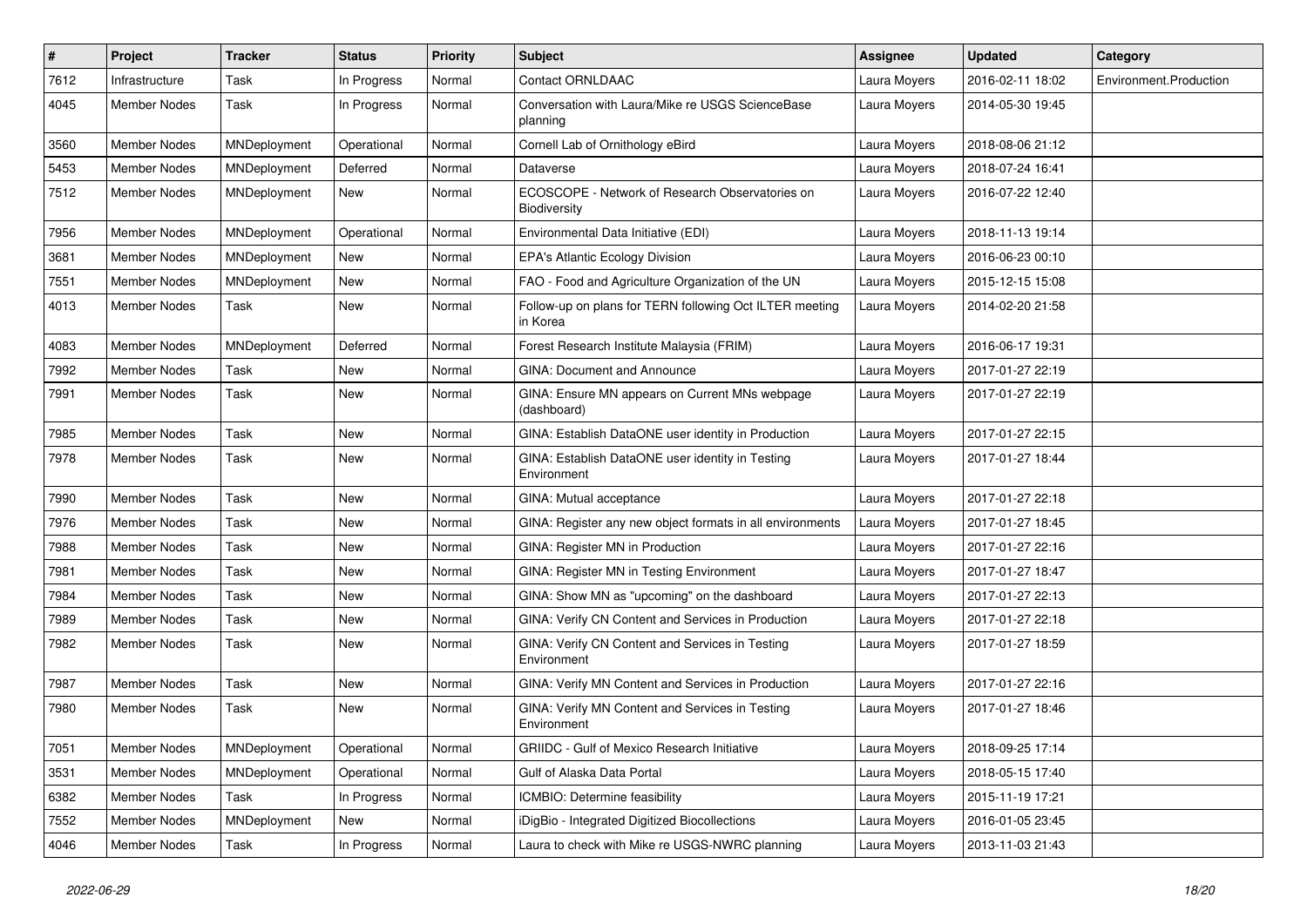| # | Project | Tracker | Status | Priority | Subject | Assignee | Updated | Category |
|---|---|---|---|---|---|---|---|---|
| 7612 | Infrastructure | Task | In Progress | Normal | Contact ORNLDAAC | Laura Moyers | 2016-02-11 18:02 | Environment.Production |
| 4045 | Member Nodes | Task | In Progress | Normal | Conversation with Laura/Mike re USGS ScienceBase planning | Laura Moyers | 2014-05-30 19:45 | |
| 3560 | Member Nodes | MNDeployment | Operational | Normal | Cornell Lab of Ornithology eBird | Laura Moyers | 2018-08-06 21:12 | |
| 5453 | Member Nodes | MNDeployment | Deferred | Normal | Dataverse | Laura Moyers | 2018-07-24 16:41 | |
| 7512 | Member Nodes | MNDeployment | New | Normal | ECOSCOPE - Network of Research Observatories on Biodiversity | Laura Moyers | 2016-07-22 12:40 | |
| 7956 | Member Nodes | MNDeployment | Operational | Normal | Environmental Data Initiative (EDI) | Laura Moyers | 2018-11-13 19:14 | |
| 3681 | Member Nodes | MNDeployment | New | Normal | EPA's Atlantic Ecology Division | Laura Moyers | 2016-06-23 00:10 | |
| 7551 | Member Nodes | MNDeployment | New | Normal | FAO - Food and Agriculture Organization of the UN | Laura Moyers | 2015-12-15 15:08 | |
| 4013 | Member Nodes | Task | New | Normal | Follow-up on plans for TERN following Oct ILTER meeting in Korea | Laura Moyers | 2014-02-20 21:58 | |
| 4083 | Member Nodes | MNDeployment | Deferred | Normal | Forest Research Institute Malaysia (FRIM) | Laura Moyers | 2016-06-17 19:31 | |
| 7992 | Member Nodes | Task | New | Normal | GINA: Document and Announce | Laura Moyers | 2017-01-27 22:19 | |
| 7991 | Member Nodes | Task | New | Normal | GINA: Ensure MN appears on Current MNs webpage (dashboard) | Laura Moyers | 2017-01-27 22:19 | |
| 7985 | Member Nodes | Task | New | Normal | GINA: Establish DataONE user identity in Production | Laura Moyers | 2017-01-27 22:15 | |
| 7978 | Member Nodes | Task | New | Normal | GINA: Establish DataONE user identity in Testing Environment | Laura Moyers | 2017-01-27 18:44 | |
| 7990 | Member Nodes | Task | New | Normal | GINA: Mutual acceptance | Laura Moyers | 2017-01-27 22:18 | |
| 7976 | Member Nodes | Task | New | Normal | GINA: Register any new object formats in all environments | Laura Moyers | 2017-01-27 18:45 | |
| 7988 | Member Nodes | Task | New | Normal | GINA: Register MN in Production | Laura Moyers | 2017-01-27 22:16 | |
| 7981 | Member Nodes | Task | New | Normal | GINA: Register MN in Testing Environment | Laura Moyers | 2017-01-27 18:47 | |
| 7984 | Member Nodes | Task | New | Normal | GINA: Show MN as "upcoming" on the dashboard | Laura Moyers | 2017-01-27 22:13 | |
| 7989 | Member Nodes | Task | New | Normal | GINA: Verify CN Content and Services in Production | Laura Moyers | 2017-01-27 22:18 | |
| 7982 | Member Nodes | Task | New | Normal | GINA: Verify CN Content and Services in Testing Environment | Laura Moyers | 2017-01-27 18:59 | |
| 7987 | Member Nodes | Task | New | Normal | GINA: Verify MN Content and Services in Production | Laura Moyers | 2017-01-27 22:16 | |
| 7980 | Member Nodes | Task | New | Normal | GINA: Verify MN Content and Services in Testing Environment | Laura Moyers | 2017-01-27 18:46 | |
| 7051 | Member Nodes | MNDeployment | Operational | Normal | GRIIDC - Gulf of Mexico Research Initiative | Laura Moyers | 2018-09-25 17:14 | |
| 3531 | Member Nodes | MNDeployment | Operational | Normal | Gulf of Alaska Data Portal | Laura Moyers | 2018-05-15 17:40 | |
| 6382 | Member Nodes | Task | In Progress | Normal | ICMBIO: Determine feasibility | Laura Moyers | 2015-11-19 17:21 | |
| 7552 | Member Nodes | MNDeployment | New | Normal | iDigBio - Integrated Digitized Biocollections | Laura Moyers | 2016-01-05 23:45 | |
| 4046 | Member Nodes | Task | In Progress | Normal | Laura to check with Mike re USGS-NWRC planning | Laura Moyers | 2013-11-03 21:43 | |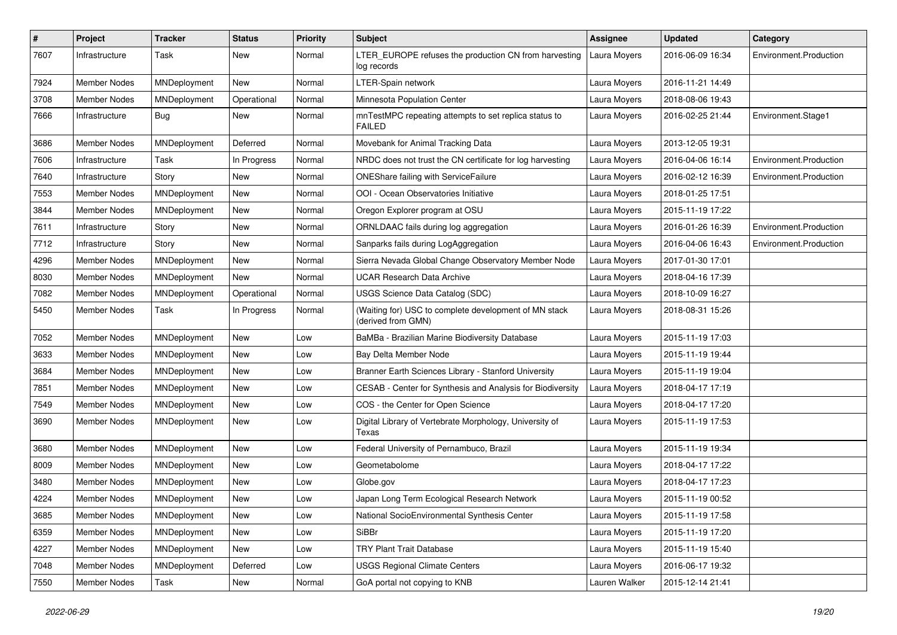| # | Project | Tracker | Status | Priority | Subject | Assignee | Updated | Category |
|---|---|---|---|---|---|---|---|---|
| 7607 | Infrastructure | Task | New | Normal | LTER_EUROPE refuses the production CN from harvesting log records | Laura Moyers | 2016-06-09 16:34 | Environment.Production |
| 7924 | Member Nodes | MNDeployment | New | Normal | LTER-Spain network | Laura Moyers | 2016-11-21 14:49 | |
| 3708 | Member Nodes | MNDeployment | Operational | Normal | Minnesota Population Center | Laura Moyers | 2018-08-06 19:43 | |
| 7666 | Infrastructure | Bug | New | Normal | mnTestMPC repeating attempts to set replica status to FAILED | Laura Moyers | 2016-02-25 21:44 | Environment.Stage1 |
| 3686 | Member Nodes | MNDeployment | Deferred | Normal | Movebank for Animal Tracking Data | Laura Moyers | 2013-12-05 19:31 | |
| 7606 | Infrastructure | Task | In Progress | Normal | NRDC does not trust the CN certificate for log harvesting | Laura Moyers | 2016-04-06 16:14 | Environment.Production |
| 7640 | Infrastructure | Story | New | Normal | ONEShare failing with ServiceFailure | Laura Moyers | 2016-02-12 16:39 | Environment.Production |
| 7553 | Member Nodes | MNDeployment | New | Normal | OOI - Ocean Observatories Initiative | Laura Moyers | 2018-01-25 17:51 | |
| 3844 | Member Nodes | MNDeployment | New | Normal | Oregon Explorer program at OSU | Laura Moyers | 2015-11-19 17:22 | |
| 7611 | Infrastructure | Story | New | Normal | ORNLDAAC fails during log aggregation | Laura Moyers | 2016-01-26 16:39 | Environment.Production |
| 7712 | Infrastructure | Story | New | Normal | Sanparks fails during LogAggregation | Laura Moyers | 2016-04-06 16:43 | Environment.Production |
| 4296 | Member Nodes | MNDeployment | New | Normal | Sierra Nevada Global Change Observatory Member Node | Laura Moyers | 2017-01-30 17:01 | |
| 8030 | Member Nodes | MNDeployment | New | Normal | UCAR Research Data Archive | Laura Moyers | 2018-04-16 17:39 | |
| 7082 | Member Nodes | MNDeployment | Operational | Normal | USGS Science Data Catalog (SDC) | Laura Moyers | 2018-10-09 16:27 | |
| 5450 | Member Nodes | Task | In Progress | Normal | (Waiting for) USC to complete development of MN stack (derived from GMN) | Laura Moyers | 2018-08-31 15:26 | |
| 7052 | Member Nodes | MNDeployment | New | Low | BaMBa - Brazilian Marine Biodiversity Database | Laura Moyers | 2015-11-19 17:03 | |
| 3633 | Member Nodes | MNDeployment | New | Low | Bay Delta Member Node | Laura Moyers | 2015-11-19 19:44 | |
| 3684 | Member Nodes | MNDeployment | New | Low | Branner Earth Sciences Library - Stanford University | Laura Moyers | 2015-11-19 19:04 | |
| 7851 | Member Nodes | MNDeployment | New | Low | CESAB - Center for Synthesis and Analysis for Biodiversity | Laura Moyers | 2018-04-17 17:19 | |
| 7549 | Member Nodes | MNDeployment | New | Low | COS - the Center for Open Science | Laura Moyers | 2018-04-17 17:20 | |
| 3690 | Member Nodes | MNDeployment | New | Low | Digital Library of Vertebrate Morphology, University of Texas | Laura Moyers | 2015-11-19 17:53 | |
| 3680 | Member Nodes | MNDeployment | New | Low | Federal University of Pernambuco, Brazil | Laura Moyers | 2015-11-19 19:34 | |
| 8009 | Member Nodes | MNDeployment | New | Low | Geometabolome | Laura Moyers | 2018-04-17 17:22 | |
| 3480 | Member Nodes | MNDeployment | New | Low | Globe.gov | Laura Moyers | 2018-04-17 17:23 | |
| 4224 | Member Nodes | MNDeployment | New | Low | Japan Long Term Ecological Research Network | Laura Moyers | 2015-11-19 00:52 | |
| 3685 | Member Nodes | MNDeployment | New | Low | National SocioEnvironmental Synthesis Center | Laura Moyers | 2015-11-19 17:58 | |
| 6359 | Member Nodes | MNDeployment | New | Low | SiBBr | Laura Moyers | 2015-11-19 17:20 | |
| 4227 | Member Nodes | MNDeployment | New | Low | TRY Plant Trait Database | Laura Moyers | 2015-11-19 15:40 | |
| 7048 | Member Nodes | MNDeployment | Deferred | Low | USGS Regional Climate Centers | Laura Moyers | 2016-06-17 19:32 | |
| 7550 | Member Nodes | Task | New | Normal | GoA portal not copying to KNB | Lauren Walker | 2015-12-14 21:41 | |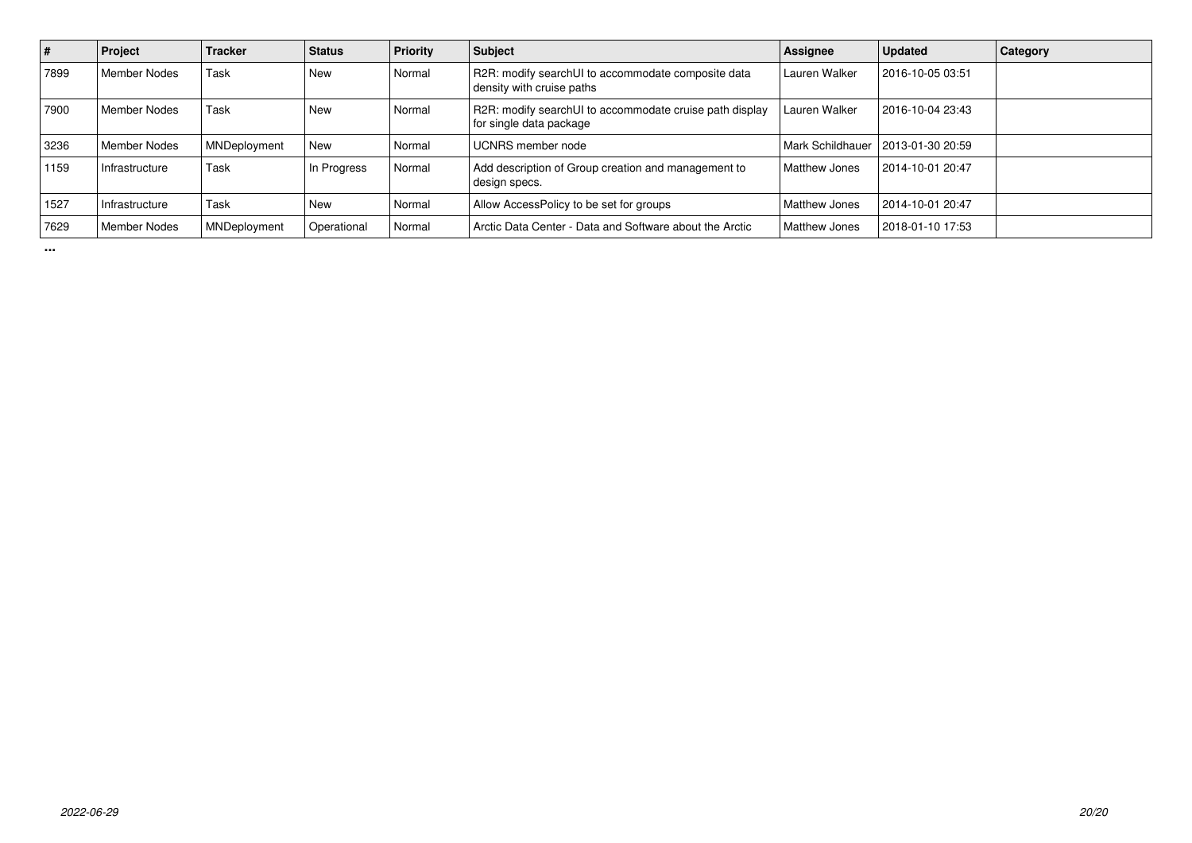| # | Project | Tracker | Status | Priority | Subject | Assignee | Updated | Category |
|---|---|---|---|---|---|---|---|---|
| 7899 | Member Nodes | Task | New | Normal | R2R: modify searchUI to accommodate composite data density with cruise paths | Lauren Walker | 2016-10-05 03:51 | |
| 7900 | Member Nodes | Task | New | Normal | R2R: modify searchUI to accommodate cruise path display for single data package | Lauren Walker | 2016-10-04 23:43 | |
| 3236 | Member Nodes | MNDeployment | New | Normal | UCNRS member node | Mark Schildhauer | 2013-01-30 20:59 | |
| 1159 | Infrastructure | Task | In Progress | Normal | Add description of Group creation and management to design specs. | Matthew Jones | 2014-10-01 20:47 | |
| 1527 | Infrastructure | Task | New | Normal | Allow AccessPolicy to be set for groups | Matthew Jones | 2014-10-01 20:47 | |
| 7629 | Member Nodes | MNDeployment | Operational | Normal | Arctic Data Center - Data and Software about the Arctic | Matthew Jones | 2018-01-10 17:53 | |

...